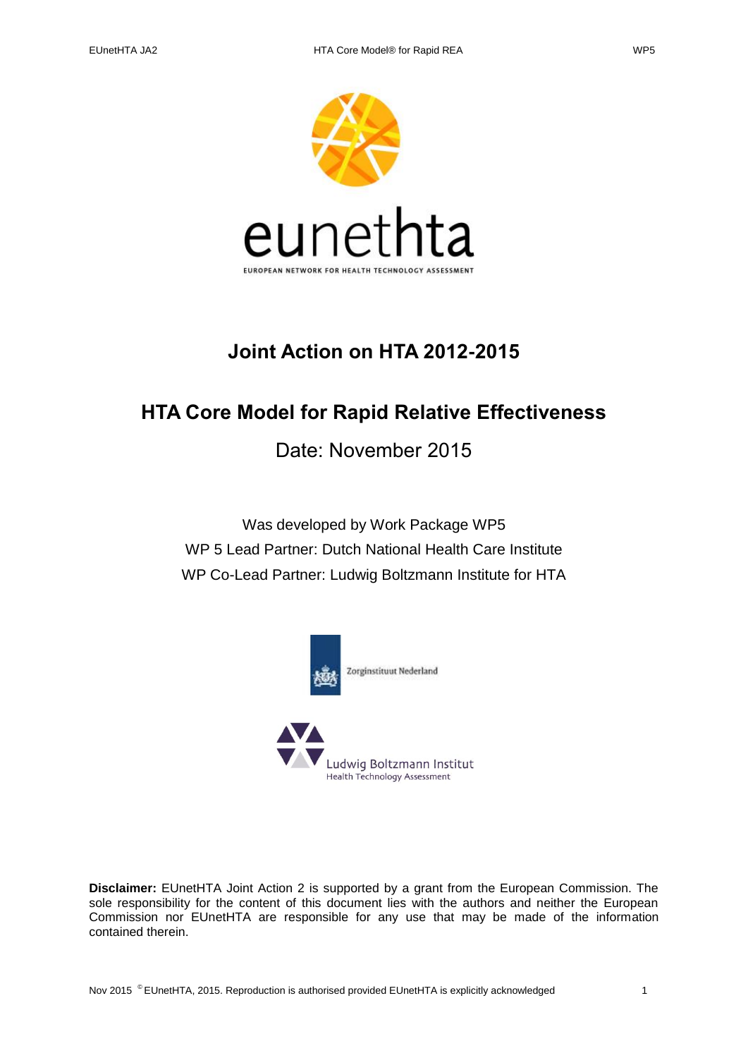# Joint Action on HTA 2012-2015

## HTA Core Model for Rapid Relative Effectiveness

Date: November 2015

Was developed by Work Package WP5

WP 5 Lead Partner: Dutch National Health Care Institute

WP Co-Lead Partner: Ludwig Boltzmann Institute for HTA

**Disclaimer:** EUnetHTA Joint Action 2 is supported by a grant from the European Commission. The sole responsibility for the content of this document lies with the authors and neither the European Commission nor EUnetHTA are responsible for any use that may be made of the information contained therein.

Nov 2015 © EUnetHTA, 2015. Reproduction is authorised provided EUnetHTA is explicitly acknowledged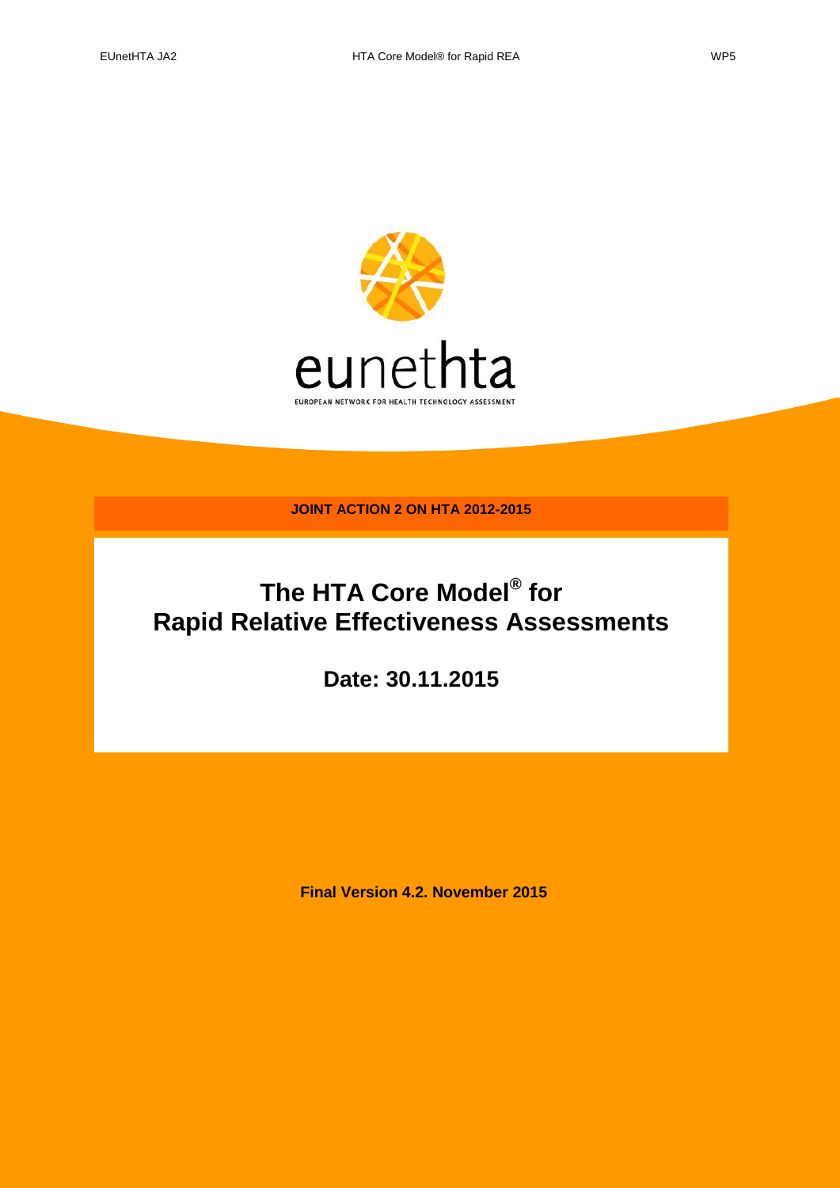eunethta

EUROPEAN NETWORK FOR HEALTH TECHNOLOGY ASSESSMENT

**JOINT ACTION 2 ON HTA 2012-2015**

# The HTA Core Model® for Rapid Relative Effectiveness Assessments

## Date: 30.11.2015

**Final Version 4.2. November 2015**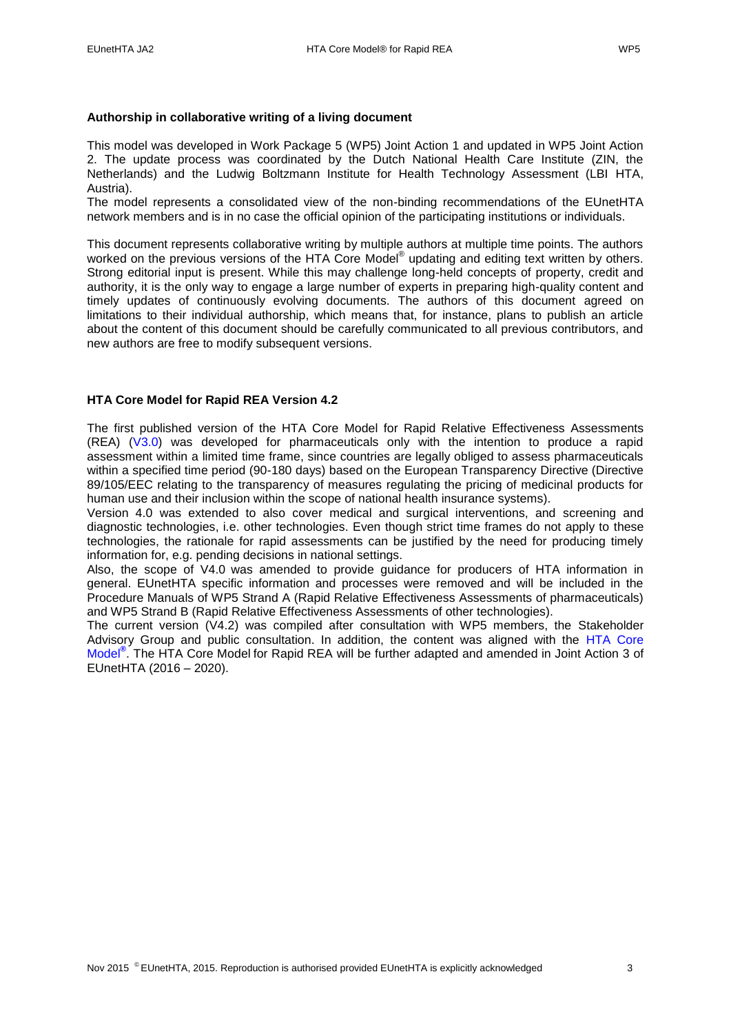#### Authorship in collaborative writing of a living document

This model was developed in Work Package 5 (WP5) Joint Action 1 and updated in WP5 Joint Action 2. The update process was coordinated by the Dutch National Health Care Institute (ZIN, the Netherlands) and the Ludwig Boltzmann Institute for Health Technology Assessment (LBI HTA, Austria).

The model represents a consolidated view of the non-binding recommendations of the EUnetHTA network members and is in no case the official opinion of the participating institutions or individuals.

This document represents collaborative writing by multiple authors at multiple time points. The authors worked on the previous versions of the HTA Core Model® updating and editing text written by others. Strong editorial input is present. While this may challenge long-held concepts of property, credit and authority, it is the only way to engage a large number of experts in preparing high-quality content and timely updates of continuously evolving documents. The authors of this document agreed on limitations to their individual authorship, which means that, for instance, plans to publish an article about the content of this document should be carefully communicated to all previous contributors, and new authors are free to modify subsequent versions.

#### HTA Core Model for Rapid REA Version 4.2

The first published version of the HTA Core Model for Rapid Relative Effectiveness Assessments (REA) (V3.0) was developed for pharmaceuticals only with the intention to produce a rapid assessment within a limited time frame, since countries are legally obliged to assess pharmaceuticals within a specified time period (90-180 days) based on the European Transparency Directive (Directive 89/105/EEC relating to the transparency of measures regulating the pricing of medicinal products for human use and their inclusion within the scope of national health insurance systems).

Version 4.0 was extended to also cover medical and surgical interventions, and screening and diagnostic technologies, i.e. other technologies. Even though strict time frames do not apply to these technologies, the rationale for rapid assessments can be justified by the need for producing timely information for, e.g. pending decisions in national settings.

Also, the scope of V4.0 was amended to provide guidance for producers of HTA information in general. EUnetHTA specific information and processes were removed and will be included in the Procedure Manuals of WP5 Strand A (Rapid Relative Effectiveness Assessments of pharmaceuticals) and WP5 Strand B (Rapid Relative Effectiveness Assessments of other technologies).

The current version (V4.2) was compiled after consultation with WP5 members, the Stakeholder Advisory Group and public consultation. In addition, the content was aligned with the HTA Core Model®. The HTA Core Model for Rapid REA will be further adapted and amended in Joint Action 3 of EUnetHTA (2016 – 2020).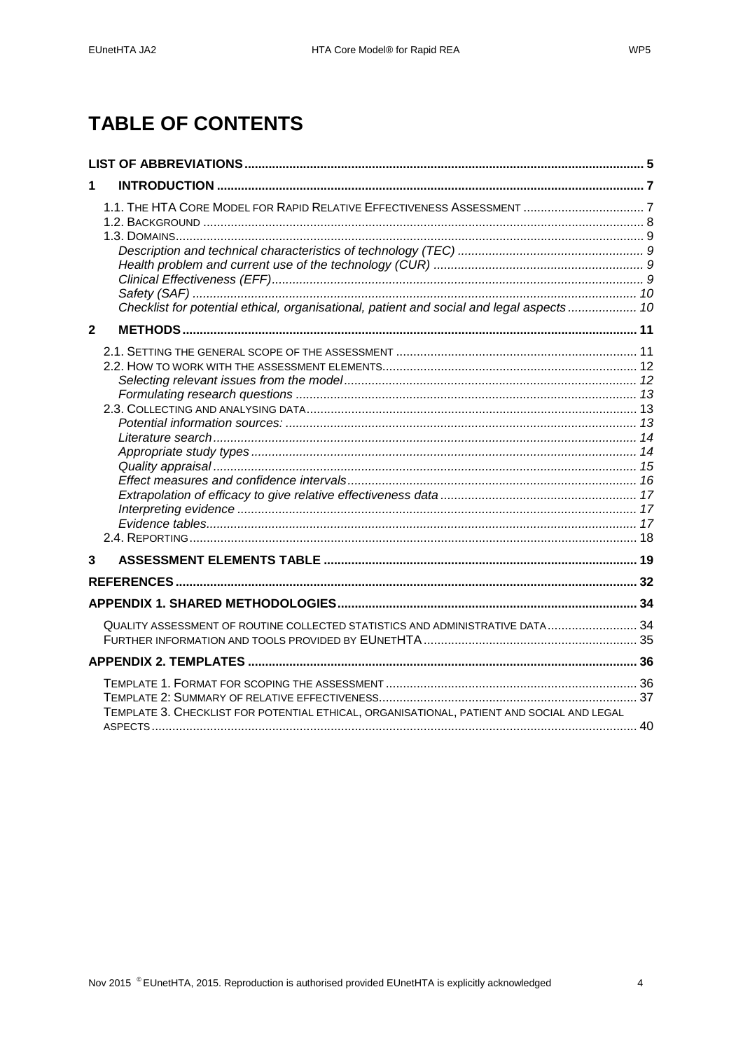# TABLE OF CONTENTS

**LIST OF ABBREVIATIONS** .......... 5

**1 INTRODUCTION** .......... 7

- 1.1. The HTA Core Model for Rapid Relative Effectiveness Assessment .......... 7
- 1.2. Background .......... 8
- 1.3. Domains .......... 9
  - *Description and technical characteristics of technology (TEC)* .......... 9
  - *Health problem and current use of the technology (CUR)* .......... 9
  - *Clinical Effectiveness (EFF)* .......... 9
  - *Safety (SAF)* .......... 10
  - *Checklist for potential ethical, organisational, patient and social and legal aspects* .......... 10

**2 METHODS** .......... 11

- 2.1. Setting the general scope of the assessment .......... 11
- 2.2. How to work with the assessment elements .......... 12
  - *Selecting relevant issues from the model* .......... 12
  - *Formulating research questions* .......... 13
- 2.3. Collecting and analysing data .......... 13
  - *Potential information sources:* .......... 13
  - *Literature search* .......... 14
  - *Appropriate study types* .......... 14
  - *Quality appraisal* .......... 15
  - *Effect measures and confidence intervals* .......... 16
  - *Extrapolation of efficacy to give relative effectiveness data* .......... 17
  - *Interpreting evidence* .......... 17
  - *Evidence tables* .......... 17
- 2.4. Reporting .......... 18

**3 ASSESSMENT ELEMENTS TABLE** .......... 19

**REFERENCES** .......... 32

**APPENDIX 1. SHARED METHODOLOGIES** .......... 34

- Quality assessment of routine collected statistics and administrative data .......... 34
- Further information and tools provided by EUnetHTA .......... 35

**APPENDIX 2. TEMPLATES** .......... 36

- Template 1. Format for scoping the assessment .......... 36
- Template 2: Summary of relative effectiveness .......... 37
- Template 3. Checklist for potential ethical, organisational, patient and social and legal aspects .......... 40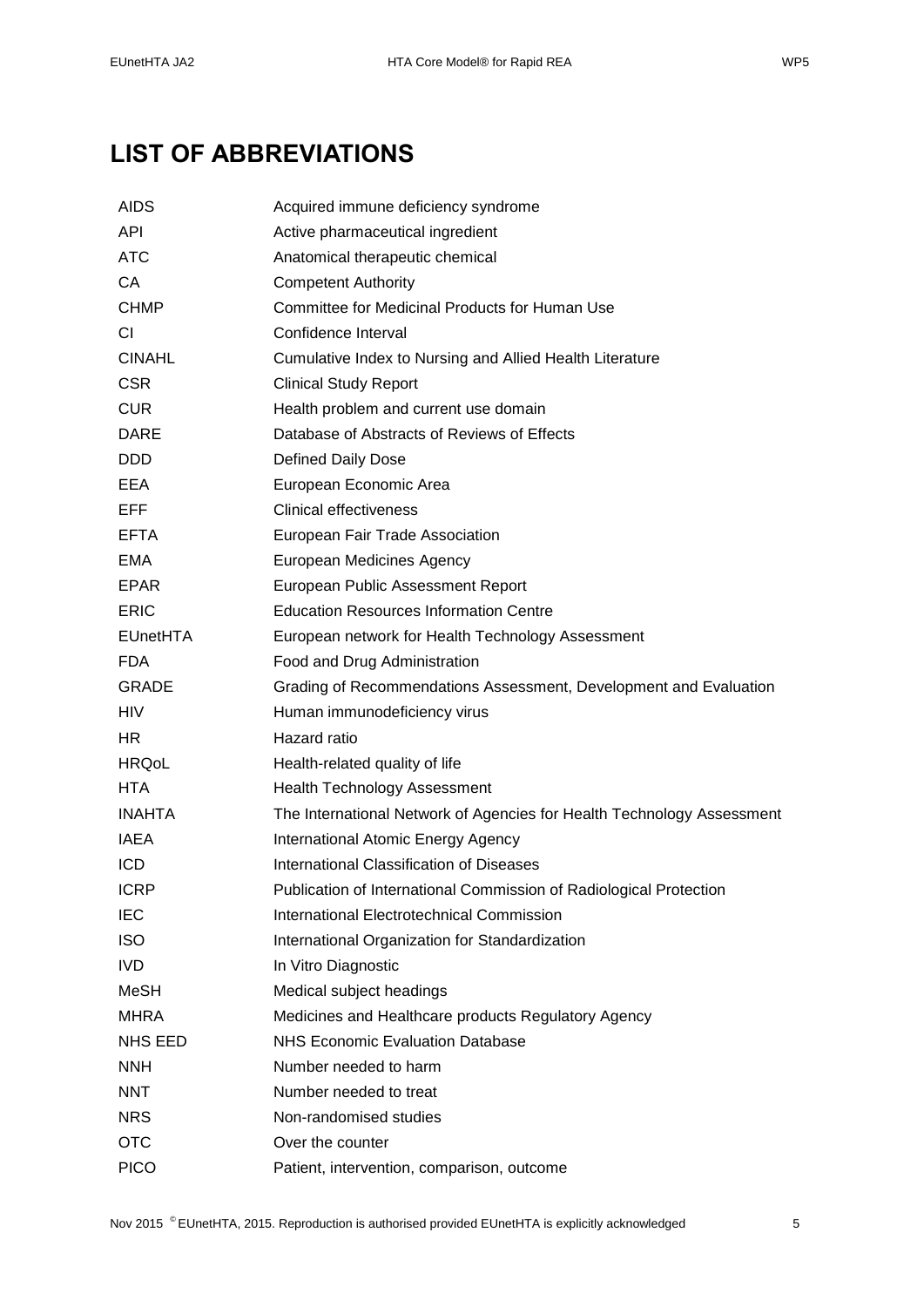# LIST OF ABBREVIATIONS

| | |
|---|---|
| AIDS | Acquired immune deficiency syndrome |
| API | Active pharmaceutical ingredient |
| ATC | Anatomical therapeutic chemical |
| CA | Competent Authority |
| CHMP | Committee for Medicinal Products for Human Use |
| CI | Confidence Interval |
| CINAHL | Cumulative Index to Nursing and Allied Health Literature |
| CSR | Clinical Study Report |
| CUR | Health problem and current use domain |
| DARE | Database of Abstracts of Reviews of Effects |
| DDD | Defined Daily Dose |
| EEA | European Economic Area |
| EFF | Clinical effectiveness |
| EFTA | European Fair Trade Association |
| EMA | European Medicines Agency |
| EPAR | European Public Assessment Report |
| ERIC | Education Resources Information Centre |
| EUnetHTA | European network for Health Technology Assessment |
| FDA | Food and Drug Administration |
| GRADE | Grading of Recommendations Assessment, Development and Evaluation |
| HIV | Human immunodeficiency virus |
| HR | Hazard ratio |
| HRQoL | Health-related quality of life |
| HTA | Health Technology Assessment |
| INAHTA | The International Network of Agencies for Health Technology Assessment |
| IAEA | International Atomic Energy Agency |
| ICD | International Classification of Diseases |
| ICRP | Publication of International Commission of Radiological Protection |
| IEC | International Electrotechnical Commission |
| ISO | International Organization for Standardization |
| IVD | In Vitro Diagnostic |
| MeSH | Medical subject headings |
| MHRA | Medicines and Healthcare products Regulatory Agency |
| NHS EED | NHS Economic Evaluation Database |
| NNH | Number needed to harm |
| NNT | Number needed to treat |
| NRS | Non-randomised studies |
| OTC | Over the counter |
| PICO | Patient, intervention, comparison, outcome |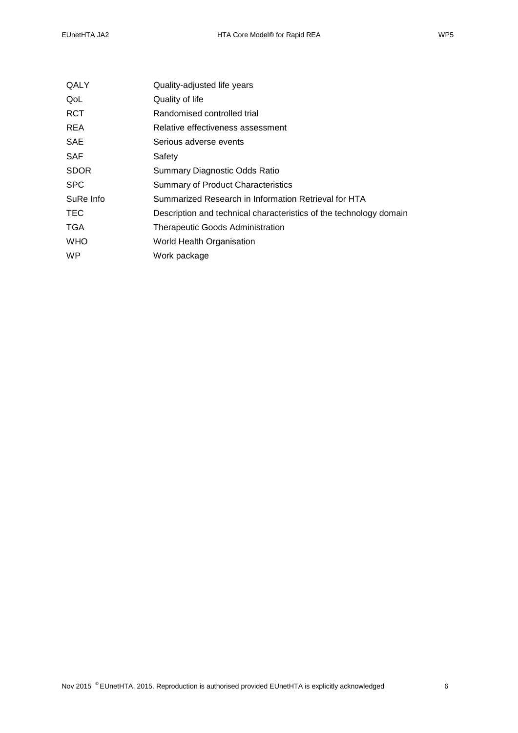| | |
|---|---|
| QALY | Quality-adjusted life years |
| QoL | Quality of life |
| RCT | Randomised controlled trial |
| REA | Relative effectiveness assessment |
| SAE | Serious adverse events |
| SAF | Safety |
| SDOR | Summary Diagnostic Odds Ratio |
| SPC | Summary of Product Characteristics |
| SuRe Info | Summarized Research in Information Retrieval for HTA |
| TEC | Description and technical characteristics of the technology domain |
| TGA | Therapeutic Goods Administration |
| WHO | World Health Organisation |
| WP | Work package |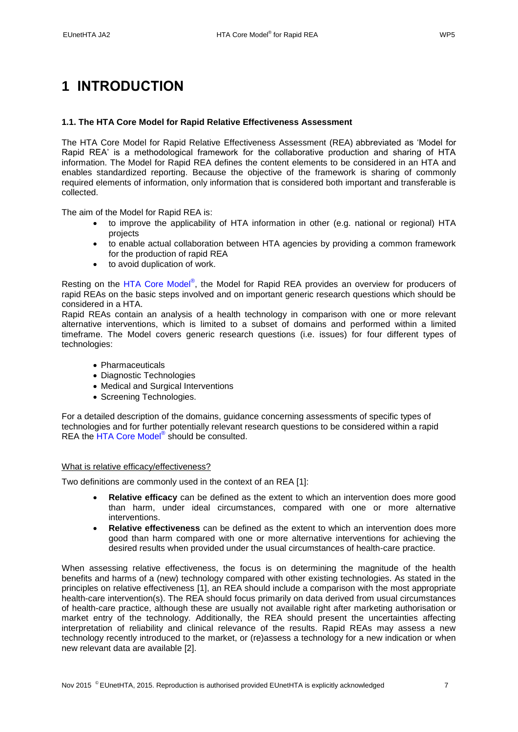# 1 INTRODUCTION

### 1.1. The HTA Core Model for Rapid Relative Effectiveness Assessment

The HTA Core Model for Rapid Relative Effectiveness Assessment (REA) abbreviated as 'Model for Rapid REA' is a methodological framework for the collaborative production and sharing of HTA information. The Model for Rapid REA defines the content elements to be considered in an HTA and enables standardized reporting. Because the objective of the framework is sharing of commonly required elements of information, only information that is considered both important and transferable is collected.

The aim of the Model for Rapid REA is:

- to improve the applicability of HTA information in other (e.g. national or regional) HTA projects
- to enable actual collaboration between HTA agencies by providing a common framework for the production of rapid REA
- to avoid duplication of work.

Resting on the HTA Core Model®, the Model for Rapid REA provides an overview for producers of rapid REAs on the basic steps involved and on important generic research questions which should be considered in a HTA.

Rapid REAs contain an analysis of a health technology in comparison with one or more relevant alternative interventions, which is limited to a subset of domains and performed within a limited timeframe. The Model covers generic research questions (i.e. issues) for four different types of technologies:

- Pharmaceuticals
- Diagnostic Technologies
- Medical and Surgical Interventions
- Screening Technologies.

For a detailed description of the domains, guidance concerning assessments of specific types of technologies and for further potentially relevant research questions to be considered within a rapid REA the HTA Core Model® should be consulted.

What is relative efficacy/effectiveness?

Two definitions are commonly used in the context of an REA [1]:

- **Relative efficacy** can be defined as the extent to which an intervention does more good than harm, under ideal circumstances, compared with one or more alternative interventions.
- **Relative effectiveness** can be defined as the extent to which an intervention does more good than harm compared with one or more alternative interventions for achieving the desired results when provided under the usual circumstances of health-care practice.

When assessing relative effectiveness, the focus is on determining the magnitude of the health benefits and harms of a (new) technology compared with other existing technologies. As stated in the principles on relative effectiveness [1], an REA should include a comparison with the most appropriate health-care intervention(s). The REA should focus primarily on data derived from usual circumstances of health-care practice, although these are usually not available right after marketing authorisation or market entry of the technology. Additionally, the REA should present the uncertainties affecting interpretation of reliability and clinical relevance of the results. Rapid REAs may assess a new technology recently introduced to the market, or (re)assess a technology for a new indication or when new relevant data are available [2].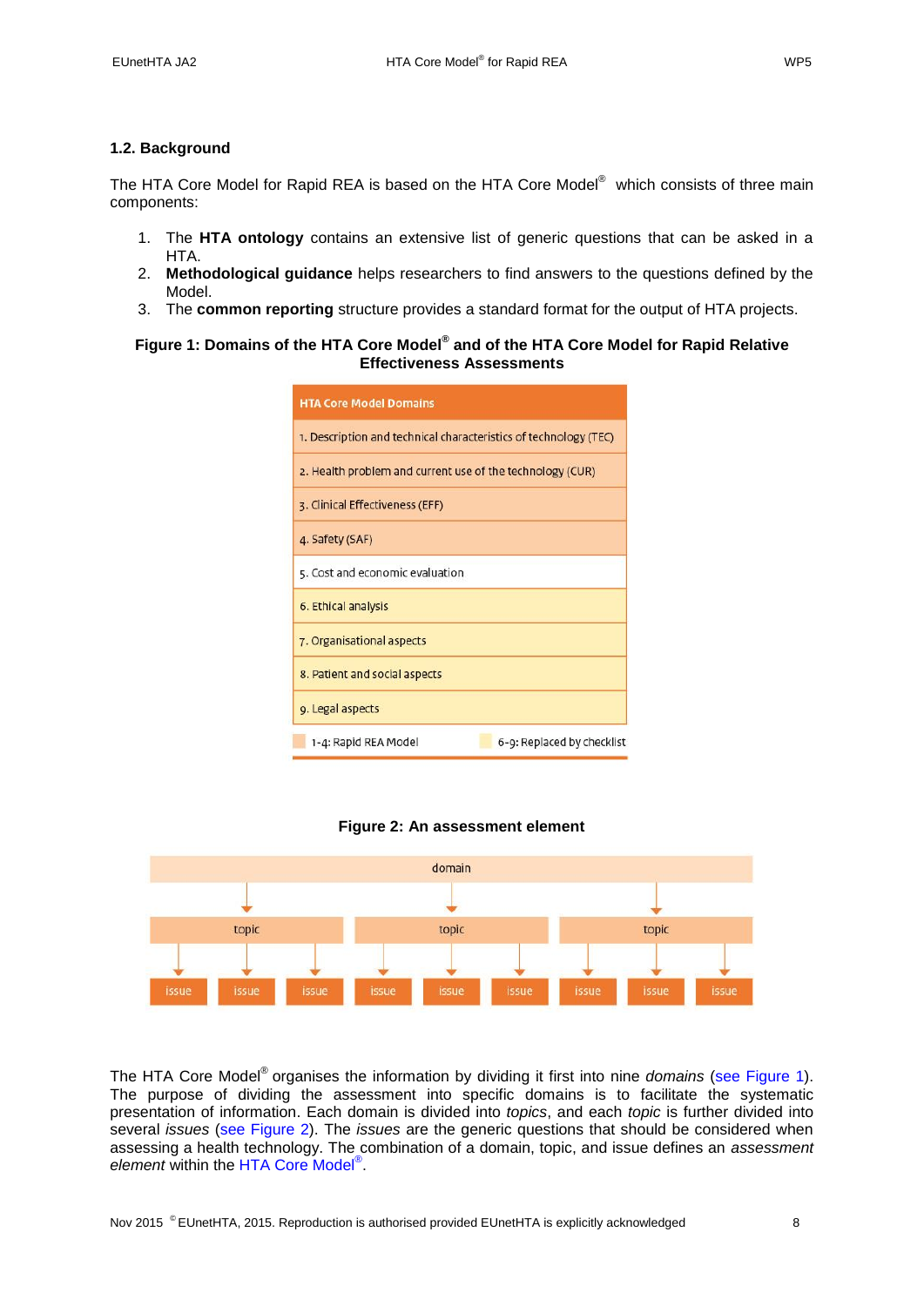## 1.2. Background

The HTA Core Model for Rapid REA is based on the HTA Core Model® which consists of three main components:

1. The **HTA ontology** contains an extensive list of generic questions that can be asked in a HTA.
2. **Methodological guidance** helps researchers to find answers to the questions defined by the Model.
3. The **common reporting** structure provides a standard format for the output of HTA projects.

**Figure 1: Domains of the HTA Core Model® and of the HTA Core Model for Rapid Relative Effectiveness Assessments**

| HTA Core Model Domains |
|---|
| 1. Description and technical characteristics of technology (TEC) |
| 2. Health problem and current use of the technology (CUR) |
| 3. Clinical Effectiveness (EFF) |
| 4. Safety (SAF) |
| 5. Cost and economic evaluation |
| 6. Ethical analysis |
| 7. Organisational aspects |
| 8. Patient and social aspects |
| 9. Legal aspects |

1-4: Rapid REA Model    6-9: Replaced by checklist

**Figure 2: An assessment element**

| domain | | | | | | | | |
|---|---|---|---|---|---|---|---|---|
| topic | | | topic | | | topic | | |
| issue | issue | issue | issue | issue | issue | issue | issue | issue |

The HTA Core Model® organises the information by dividing it first into nine *domains* (see Figure 1). The purpose of dividing the assessment into specific domains is to facilitate the systematic presentation of information. Each domain is divided into *topics*, and each *topic* is further divided into several *issues* (see Figure 2). The *issues* are the generic questions that should be considered when assessing a health technology. The combination of a domain, topic, and issue defines an *assessment element* within the HTA Core Model®.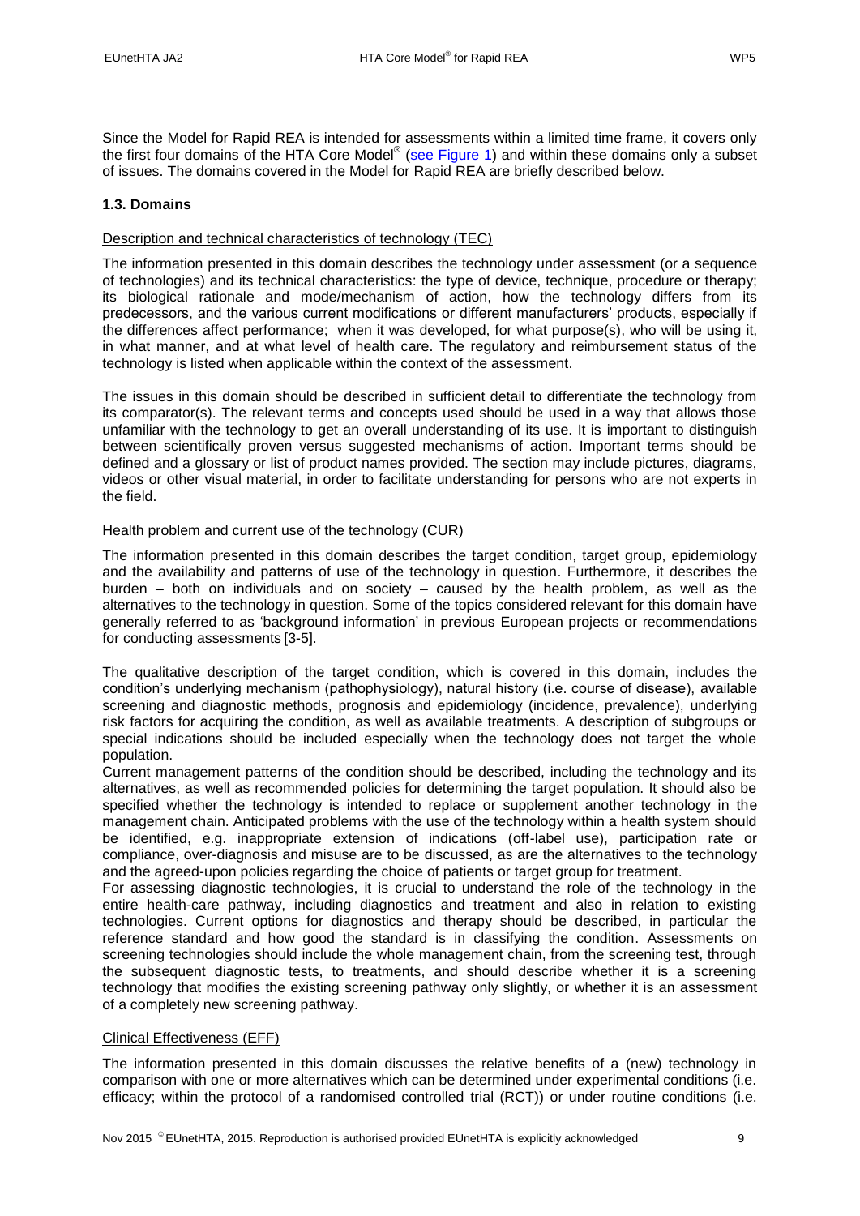Since the Model for Rapid REA is intended for assessments within a limited time frame, it covers only the first four domains of the HTA Core Model® (see Figure 1) and within these domains only a subset of issues. The domains covered in the Model for Rapid REA are briefly described below.

### 1.3. Domains

Description and technical characteristics of technology (TEC)

The information presented in this domain describes the technology under assessment (or a sequence of technologies) and its technical characteristics: the type of device, technique, procedure or therapy; its biological rationale and mode/mechanism of action, how the technology differs from its predecessors, and the various current modifications or different manufacturers' products, especially if the differences affect performance; when it was developed, for what purpose(s), who will be using it, in what manner, and at what level of health care. The regulatory and reimbursement status of the technology is listed when applicable within the context of the assessment.

The issues in this domain should be described in sufficient detail to differentiate the technology from its comparator(s). The relevant terms and concepts used should be used in a way that allows those unfamiliar with the technology to get an overall understanding of its use. It is important to distinguish between scientifically proven versus suggested mechanisms of action. Important terms should be defined and a glossary or list of product names provided. The section may include pictures, diagrams, videos or other visual material, in order to facilitate understanding for persons who are not experts in the field.

Health problem and current use of the technology (CUR)

The information presented in this domain describes the target condition, target group, epidemiology and the availability and patterns of use of the technology in question. Furthermore, it describes the burden – both on individuals and on society – caused by the health problem, as well as the alternatives to the technology in question. Some of the topics considered relevant for this domain have generally referred to as 'background information' in previous European projects or recommendations for conducting assessments [3-5].

The qualitative description of the target condition, which is covered in this domain, includes the condition's underlying mechanism (pathophysiology), natural history (i.e. course of disease), available screening and diagnostic methods, prognosis and epidemiology (incidence, prevalence), underlying risk factors for acquiring the condition, as well as available treatments. A description of subgroups or special indications should be included especially when the technology does not target the whole population.

Current management patterns of the condition should be described, including the technology and its alternatives, as well as recommended policies for determining the target population. It should also be specified whether the technology is intended to replace or supplement another technology in the management chain. Anticipated problems with the use of the technology within a health system should be identified, e.g. inappropriate extension of indications (off-label use), participation rate or compliance, over-diagnosis and misuse are to be discussed, as are the alternatives to the technology and the agreed-upon policies regarding the choice of patients or target group for treatment.

For assessing diagnostic technologies, it is crucial to understand the role of the technology in the entire health-care pathway, including diagnostics and treatment and also in relation to existing technologies. Current options for diagnostics and therapy should be described, in particular the reference standard and how good the standard is in classifying the condition. Assessments on screening technologies should include the whole management chain, from the screening test, through the subsequent diagnostic tests, to treatments, and should describe whether it is a screening technology that modifies the existing screening pathway only slightly, or whether it is an assessment of a completely new screening pathway.

Clinical Effectiveness (EFF)

The information presented in this domain discusses the relative benefits of a (new) technology in comparison with one or more alternatives which can be determined under experimental conditions (i.e. efficacy; within the protocol of a randomised controlled trial (RCT)) or under routine conditions (i.e.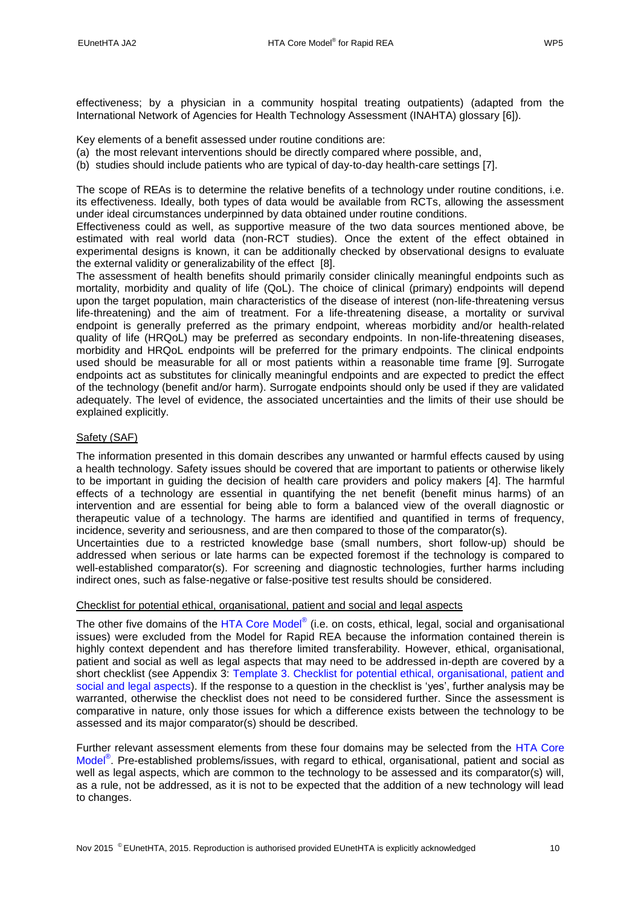effectiveness; by a physician in a community hospital treating outpatients) (adapted from the International Network of Agencies for Health Technology Assessment (INAHTA) glossary [6]).

Key elements of a benefit assessed under routine conditions are:

(a) the most relevant interventions should be directly compared where possible, and,
(b) studies should include patients who are typical of day-to-day health-care settings [7].

The scope of REAs is to determine the relative benefits of a technology under routine conditions, i.e. its effectiveness. Ideally, both types of data would be available from RCTs, allowing the assessment under ideal circumstances underpinned by data obtained under routine conditions.

Effectiveness could as well, as supportive measure of the two data sources mentioned above, be estimated with real world data (non-RCT studies). Once the extent of the effect obtained in experimental designs is known, it can be additionally checked by observational designs to evaluate the external validity or generalizability of the effect [8].

The assessment of health benefits should primarily consider clinically meaningful endpoints such as mortality, morbidity and quality of life (QoL). The choice of clinical (primary) endpoints will depend upon the target population, main characteristics of the disease of interest (non-life-threatening versus life-threatening) and the aim of treatment. For a life-threatening disease, a mortality or survival endpoint is generally preferred as the primary endpoint, whereas morbidity and/or health-related quality of life (HRQoL) may be preferred as secondary endpoints. In non-life-threatening diseases, morbidity and HRQoL endpoints will be preferred for the primary endpoints. The clinical endpoints used should be measurable for all or most patients within a reasonable time frame [9]. Surrogate endpoints act as substitutes for clinically meaningful endpoints and are expected to predict the effect of the technology (benefit and/or harm). Surrogate endpoints should only be used if they are validated adequately. The level of evidence, the associated uncertainties and the limits of their use should be explained explicitly.

### Safety (SAF)

The information presented in this domain describes any unwanted or harmful effects caused by using a health technology. Safety issues should be covered that are important to patients or otherwise likely to be important in guiding the decision of health care providers and policy makers [4]. The harmful effects of a technology are essential in quantifying the net benefit (benefit minus harms) of an intervention and are essential for being able to form a balanced view of the overall diagnostic or therapeutic value of a technology. The harms are identified and quantified in terms of frequency, incidence, severity and seriousness, and are then compared to those of the comparator(s).

Uncertainties due to a restricted knowledge base (small numbers, short follow-up) should be addressed when serious or late harms can be expected foremost if the technology is compared to well-established comparator(s). For screening and diagnostic technologies, further harms including indirect ones, such as false-negative or false-positive test results should be considered.

### Checklist for potential ethical, organisational, patient and social and legal aspects

The other five domains of the HTA Core Model® (i.e. on costs, ethical, legal, social and organisational issues) were excluded from the Model for Rapid REA because the information contained therein is highly context dependent and has therefore limited transferability. However, ethical, organisational, patient and social as well as legal aspects that may need to be addressed in-depth are covered by a short checklist (see Appendix 3: Template 3. Checklist for potential ethical, organisational, patient and social and legal aspects). If the response to a question in the checklist is 'yes', further analysis may be warranted, otherwise the checklist does not need to be considered further. Since the assessment is comparative in nature, only those issues for which a difference exists between the technology to be assessed and its major comparator(s) should be described.

Further relevant assessment elements from these four domains may be selected from the HTA Core Model®. Pre-established problems/issues, with regard to ethical, organisational, patient and social as well as legal aspects, which are common to the technology to be assessed and its comparator(s) will, as a rule, not be addressed, as it is not to be expected that the addition of a new technology will lead to changes.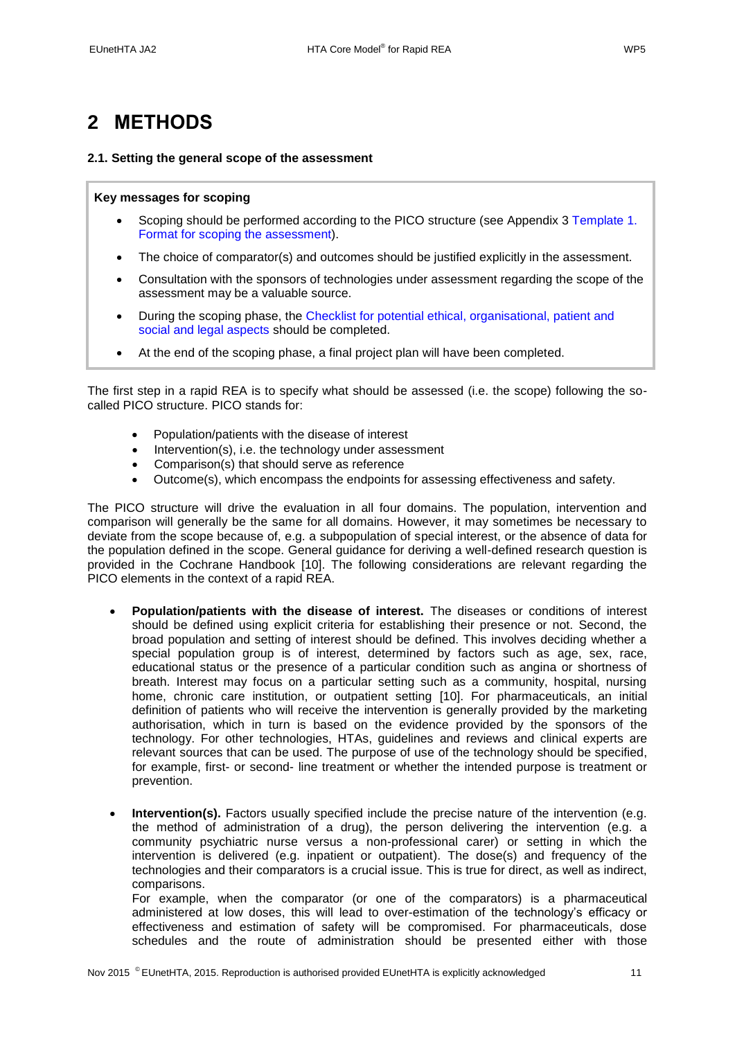# 2 METHODS

### 2.1. Setting the general scope of the assessment

**Key messages for scoping**

- Scoping should be performed according to the PICO structure (see Appendix 3 Template 1. Format for scoping the assessment).
- The choice of comparator(s) and outcomes should be justified explicitly in the assessment.
- Consultation with the sponsors of technologies under assessment regarding the scope of the assessment may be a valuable source.
- During the scoping phase, the Checklist for potential ethical, organisational, patient and social and legal aspects should be completed.
- At the end of the scoping phase, a final project plan will have been completed.

The first step in a rapid REA is to specify what should be assessed (i.e. the scope) following the so-called PICO structure. PICO stands for:

- Population/patients with the disease of interest
- Intervention(s), i.e. the technology under assessment
- Comparison(s) that should serve as reference
- Outcome(s), which encompass the endpoints for assessing effectiveness and safety.

The PICO structure will drive the evaluation in all four domains. The population, intervention and comparison will generally be the same for all domains. However, it may sometimes be necessary to deviate from the scope because of, e.g. a subpopulation of special interest, or the absence of data for the population defined in the scope. General guidance for deriving a well-defined research question is provided in the Cochrane Handbook [10]. The following considerations are relevant regarding the PICO elements in the context of a rapid REA.

- **Population/patients with the disease of interest.** The diseases or conditions of interest should be defined using explicit criteria for establishing their presence or not. Second, the broad population and setting of interest should be defined. This involves deciding whether a special population group is of interest, determined by factors such as age, sex, race, educational status or the presence of a particular condition such as angina or shortness of breath. Interest may focus on a particular setting such as a community, hospital, nursing home, chronic care institution, or outpatient setting [10]. For pharmaceuticals, an initial definition of patients who will receive the intervention is generally provided by the marketing authorisation, which in turn is based on the evidence provided by the sponsors of the technology. For other technologies, HTAs, guidelines and reviews and clinical experts are relevant sources that can be used. The purpose of use of the technology should be specified, for example, first- or second- line treatment or whether the intended purpose is treatment or prevention.

- **Intervention(s).** Factors usually specified include the precise nature of the intervention (e.g. the method of administration of a drug), the person delivering the intervention (e.g. a community psychiatric nurse versus a non-professional carer) or setting in which the intervention is delivered (e.g. inpatient or outpatient). The dose(s) and frequency of the technologies and their comparators is a crucial issue. This is true for direct, as well as indirect, comparisons.
  For example, when the comparator (or one of the comparators) is a pharmaceutical administered at low doses, this will lead to over-estimation of the technology's efficacy or effectiveness and estimation of safety will be compromised. For pharmaceuticals, dose schedules and the route of administration should be presented either with those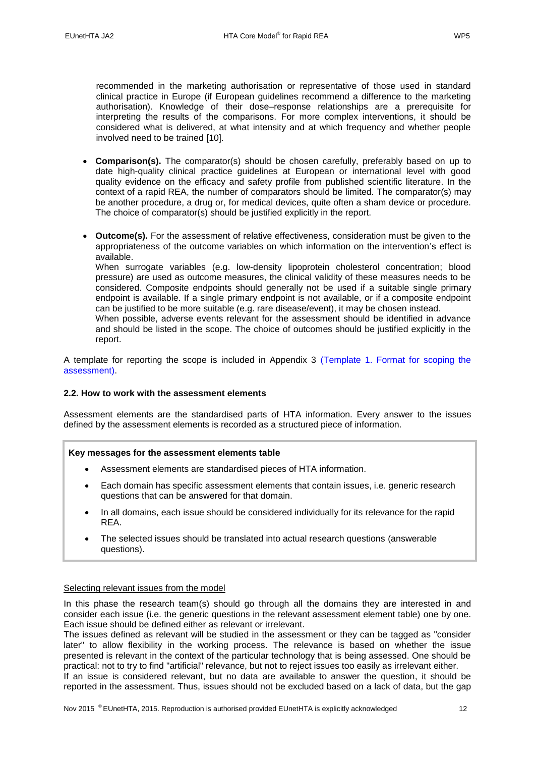recommended in the marketing authorisation or representative of those used in standard clinical practice in Europe (if European guidelines recommend a difference to the marketing authorisation). Knowledge of their dose–response relationships are a prerequisite for interpreting the results of the comparisons. For more complex interventions, it should be considered what is delivered, at what intensity and at which frequency and whether people involved need to be trained [10].

- **Comparison(s).** The comparator(s) should be chosen carefully, preferably based on up to date high-quality clinical practice guidelines at European or international level with good quality evidence on the efficacy and safety profile from published scientific literature. In the context of a rapid REA, the number of comparators should be limited. The comparator(s) may be another procedure, a drug or, for medical devices, quite often a sham device or procedure. The choice of comparator(s) should be justified explicitly in the report.
- **Outcome(s).** For the assessment of relative effectiveness, consideration must be given to the appropriateness of the outcome variables on which information on the intervention's effect is available.
  When surrogate variables (e.g. low-density lipoprotein cholesterol concentration; blood pressure) are used as outcome measures, the clinical validity of these measures needs to be considered. Composite endpoints should generally not be used if a suitable single primary endpoint is available. If a single primary endpoint is not available, or if a composite endpoint can be justified to be more suitable (e.g. rare disease/event), it may be chosen instead.
  When possible, adverse events relevant for the assessment should be identified in advance and should be listed in the scope. The choice of outcomes should be justified explicitly in the report.

A template for reporting the scope is included in Appendix 3 (Template 1. Format for scoping the assessment).

### 2.2. How to work with the assessment elements

Assessment elements are the standardised parts of HTA information. Every answer to the issues defined by the assessment elements is recorded as a structured piece of information.

**Key messages for the assessment elements table**

- Assessment elements are standardised pieces of HTA information.
- Each domain has specific assessment elements that contain issues, i.e. generic research questions that can be answered for that domain.
- In all domains, each issue should be considered individually for its relevance for the rapid REA.
- The selected issues should be translated into actual research questions (answerable questions).

Selecting relevant issues from the model

In this phase the research team(s) should go through all the domains they are interested in and consider each issue (i.e. the generic questions in the relevant assessment element table) one by one. Each issue should be defined either as relevant or irrelevant.

The issues defined as relevant will be studied in the assessment or they can be tagged as "consider later" to allow flexibility in the working process. The relevance is based on whether the issue presented is relevant in the context of the particular technology that is being assessed. One should be practical: not to try to find "artificial" relevance, but not to reject issues too easily as irrelevant either.

If an issue is considered relevant, but no data are available to answer the question, it should be reported in the assessment. Thus, issues should not be excluded based on a lack of data, but the gap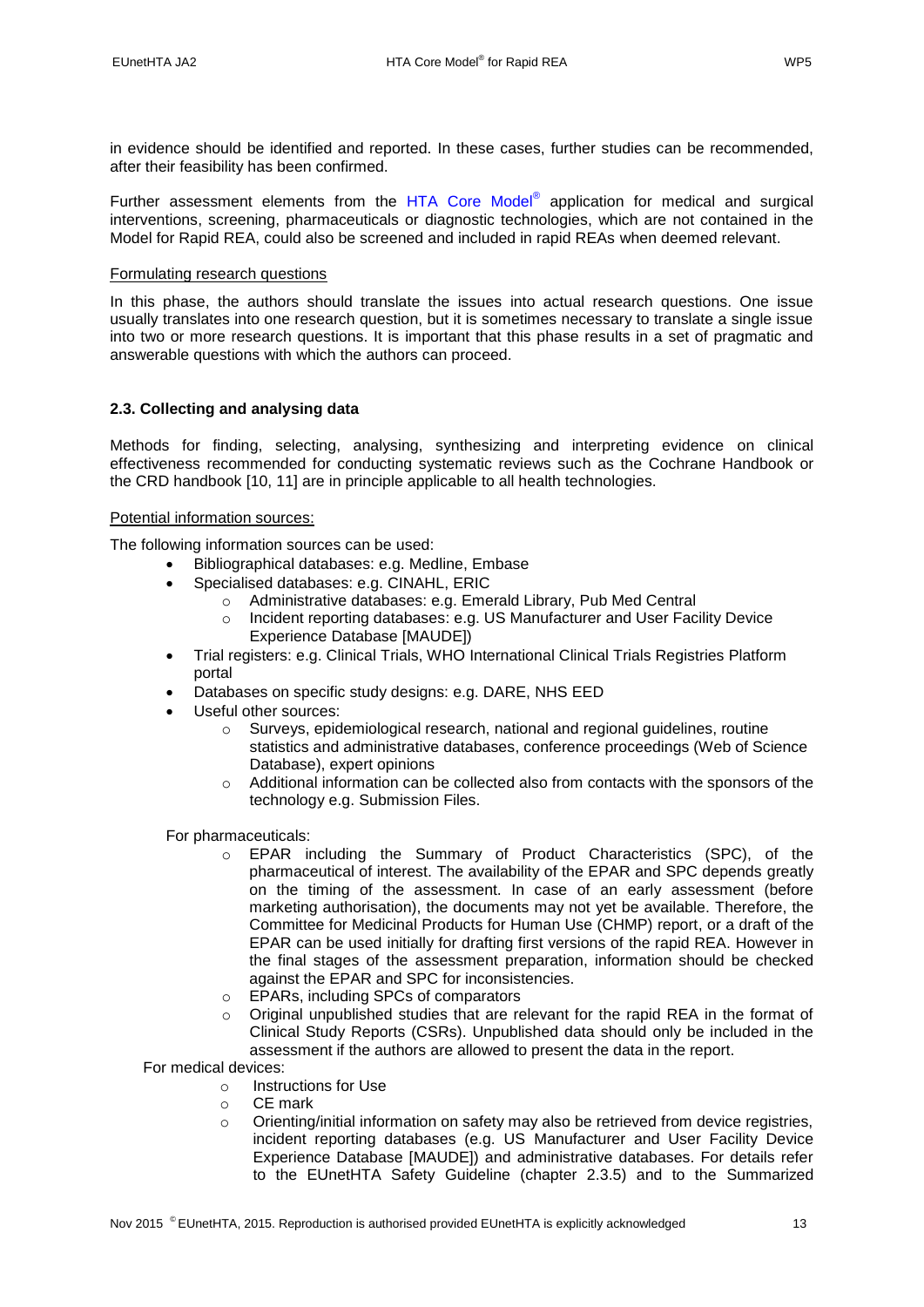in evidence should be identified and reported. In these cases, further studies can be recommended, after their feasibility has been confirmed.

Further assessment elements from the HTA Core Model® application for medical and surgical interventions, screening, pharmaceuticals or diagnostic technologies, which are not contained in the Model for Rapid REA, could also be screened and included in rapid REAs when deemed relevant.

Formulating research questions

In this phase, the authors should translate the issues into actual research questions. One issue usually translates into one research question, but it is sometimes necessary to translate a single issue into two or more research questions. It is important that this phase results in a set of pragmatic and answerable questions with which the authors can proceed.

### 2.3. Collecting and analysing data

Methods for finding, selecting, analysing, synthesizing and interpreting evidence on clinical effectiveness recommended for conducting systematic reviews such as the Cochrane Handbook or the CRD handbook [10, 11] are in principle applicable to all health technologies.

Potential information sources:

The following information sources can be used:

- Bibliographical databases: e.g. Medline, Embase
- Specialised databases: e.g. CINAHL, ERIC
  - Administrative databases: e.g. Emerald Library, Pub Med Central
  - Incident reporting databases: e.g. US Manufacturer and User Facility Device Experience Database [MAUDE])
- Trial registers: e.g. Clinical Trials, WHO International Clinical Trials Registries Platform portal
- Databases on specific study designs: e.g. DARE, NHS EED
- Useful other sources:
  - Surveys, epidemiological research, national and regional guidelines, routine statistics and administrative databases, conference proceedings (Web of Science Database), expert opinions
  - Additional information can be collected also from contacts with the sponsors of the technology e.g. Submission Files.

For pharmaceuticals:

- EPAR including the Summary of Product Characteristics (SPC), of the pharmaceutical of interest. The availability of the EPAR and SPC depends greatly on the timing of the assessment. In case of an early assessment (before marketing authorisation), the documents may not yet be available. Therefore, the Committee for Medicinal Products for Human Use (CHMP) report, or a draft of the EPAR can be used initially for drafting first versions of the rapid REA. However in the final stages of the assessment preparation, information should be checked against the EPAR and SPC for inconsistencies.
- EPARs, including SPCs of comparators
- Original unpublished studies that are relevant for the rapid REA in the format of Clinical Study Reports (CSRs). Unpublished data should only be included in the assessment if the authors are allowed to present the data in the report.

For medical devices:

- Instructions for Use
- CE mark
- Orienting/initial information on safety may also be retrieved from device registries, incident reporting databases (e.g. US Manufacturer and User Facility Device Experience Database [MAUDE]) and administrative databases. For details refer to the EUnetHTA Safety Guideline (chapter 2.3.5) and to the Summarized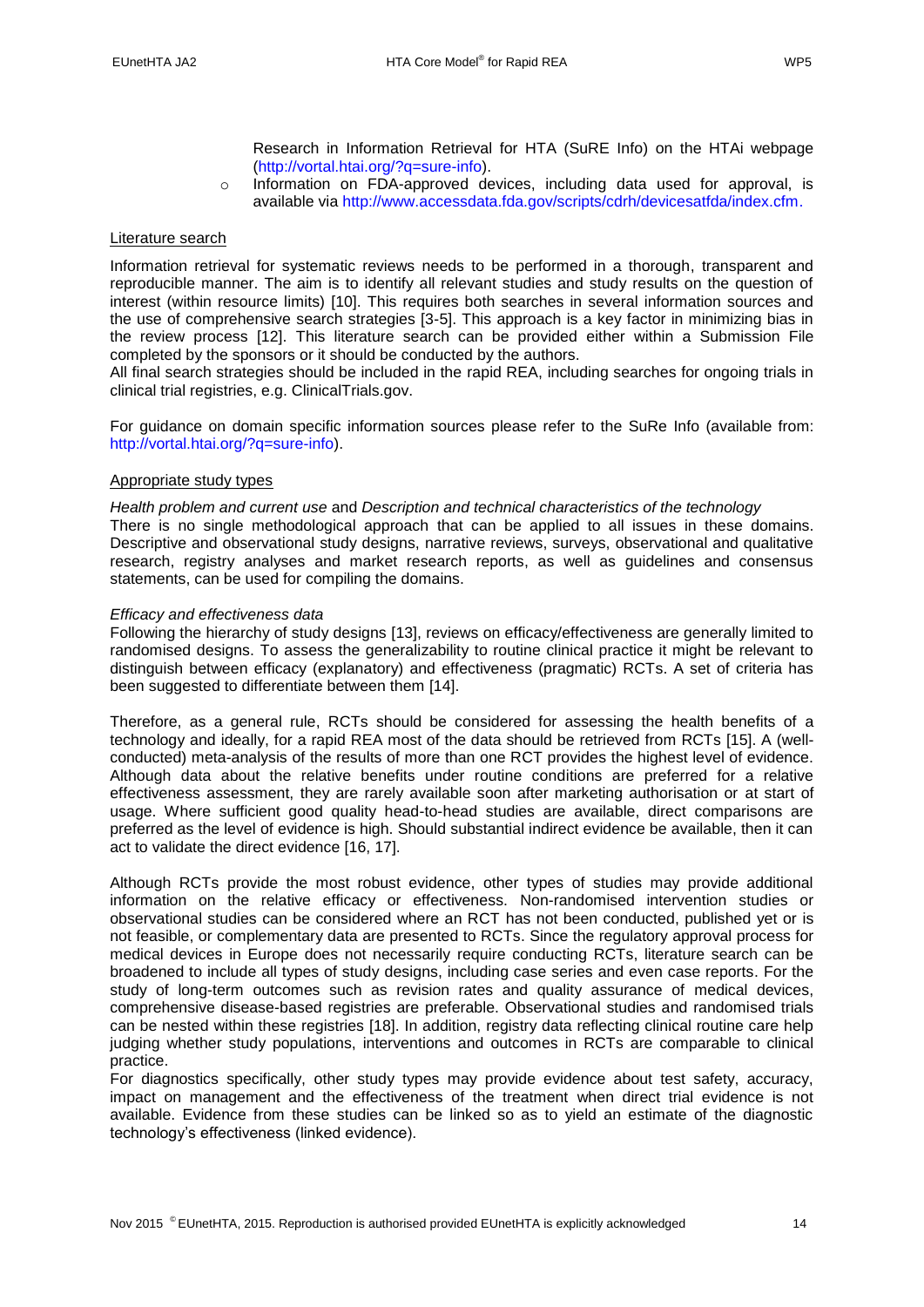Research in Information Retrieval for HTA (SuRE Info) on the HTAi webpage (http://vortal.htai.org/?q=sure-info).

- Information on FDA-approved devices, including data used for approval, is available via http://www.accessdata.fda.gov/scripts/cdrh/devicesatfda/index.cfm.

<u>Literature search</u>

Information retrieval for systematic reviews needs to be performed in a thorough, transparent and reproducible manner. The aim is to identify all relevant studies and study results on the question of interest (within resource limits) [10]. This requires both searches in several information sources and the use of comprehensive search strategies [3-5]. This approach is a key factor in minimizing bias in the review process [12]. This literature search can be provided either within a Submission File completed by the sponsors or it should be conducted by the authors.
All final search strategies should be included in the rapid REA, including searches for ongoing trials in clinical trial registries, e.g. ClinicalTrials.gov.

For guidance on domain specific information sources please refer to the SuRe Info (available from: http://vortal.htai.org/?q=sure-info).

<u>Appropriate study types</u>

*Health problem and current use* and *Description and technical characteristics of the technology*
There is no single methodological approach that can be applied to all issues in these domains. Descriptive and observational study designs, narrative reviews, surveys, observational and qualitative research, registry analyses and market research reports, as well as guidelines and consensus statements, can be used for compiling the domains.

*Efficacy and effectiveness data*
Following the hierarchy of study designs [13], reviews on efficacy/effectiveness are generally limited to randomised designs. To assess the generalizability to routine clinical practice it might be relevant to distinguish between efficacy (explanatory) and effectiveness (pragmatic) RCTs. A set of criteria has been suggested to differentiate between them [14].

Therefore, as a general rule, RCTs should be considered for assessing the health benefits of a technology and ideally, for a rapid REA most of the data should be retrieved from RCTs [15]. A (well-conducted) meta-analysis of the results of more than one RCT provides the highest level of evidence. Although data about the relative benefits under routine conditions are preferred for a relative effectiveness assessment, they are rarely available soon after marketing authorisation or at start of usage. Where sufficient good quality head-to-head studies are available, direct comparisons are preferred as the level of evidence is high. Should substantial indirect evidence be available, then it can act to validate the direct evidence [16, 17].

Although RCTs provide the most robust evidence, other types of studies may provide additional information on the relative efficacy or effectiveness. Non-randomised intervention studies or observational studies can be considered where an RCT has not been conducted, published yet or is not feasible, or complementary data are presented to RCTs. Since the regulatory approval process for medical devices in Europe does not necessarily require conducting RCTs, literature search can be broadened to include all types of study designs, including case series and even case reports. For the study of long-term outcomes such as revision rates and quality assurance of medical devices, comprehensive disease-based registries are preferable. Observational studies and randomised trials can be nested within these registries [18]. In addition, registry data reflecting clinical routine care help judging whether study populations, interventions and outcomes in RCTs are comparable to clinical practice.
For diagnostics specifically, other study types may provide evidence about test safety, accuracy, impact on management and the effectiveness of the treatment when direct trial evidence is not available. Evidence from these studies can be linked so as to yield an estimate of the diagnostic technology's effectiveness (linked evidence).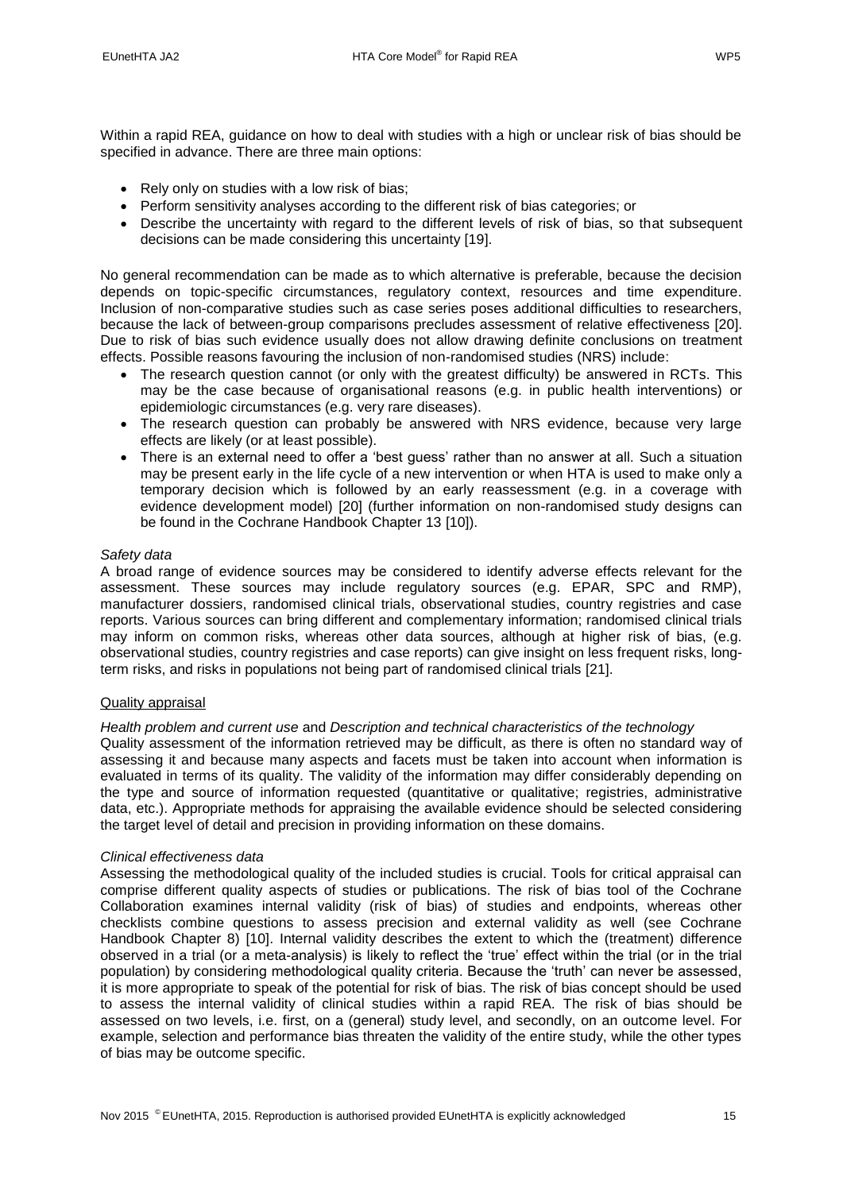Within a rapid REA, guidance on how to deal with studies with a high or unclear risk of bias should be specified in advance. There are three main options:

- Rely only on studies with a low risk of bias;
- Perform sensitivity analyses according to the different risk of bias categories; or
- Describe the uncertainty with regard to the different levels of risk of bias, so that subsequent decisions can be made considering this uncertainty [19].

No general recommendation can be made as to which alternative is preferable, because the decision depends on topic-specific circumstances, regulatory context, resources and time expenditure. Inclusion of non-comparative studies such as case series poses additional difficulties to researchers, because the lack of between-group comparisons precludes assessment of relative effectiveness [20]. Due to risk of bias such evidence usually does not allow drawing definite conclusions on treatment effects. Possible reasons favouring the inclusion of non-randomised studies (NRS) include:

- The research question cannot (or only with the greatest difficulty) be answered in RCTs. This may be the case because of organisational reasons (e.g. in public health interventions) or epidemiologic circumstances (e.g. very rare diseases).
- The research question can probably be answered with NRS evidence, because very large effects are likely (or at least possible).
- There is an external need to offer a 'best guess' rather than no answer at all. Such a situation may be present early in the life cycle of a new intervention or when HTA is used to make only a temporary decision which is followed by an early reassessment (e.g. in a coverage with evidence development model) [20] (further information on non-randomised study designs can be found in the Cochrane Handbook Chapter 13 [10]).

*Safety data*

A broad range of evidence sources may be considered to identify adverse effects relevant for the assessment. These sources may include regulatory sources (e.g. EPAR, SPC and RMP), manufacturer dossiers, randomised clinical trials, observational studies, country registries and case reports. Various sources can bring different and complementary information; randomised clinical trials may inform on common risks, whereas other data sources, although at higher risk of bias, (e.g. observational studies, country registries and case reports) can give insight on less frequent risks, long-term risks, and risks in populations not being part of randomised clinical trials [21].

<u>Quality appraisal</u>

*Health problem and current use* and *Description and technical characteristics of the technology*

Quality assessment of the information retrieved may be difficult, as there is often no standard way of assessing it and because many aspects and facets must be taken into account when information is evaluated in terms of its quality. The validity of the information may differ considerably depending on the type and source of information requested (quantitative or qualitative; registries, administrative data, etc.). Appropriate methods for appraising the available evidence should be selected considering the target level of detail and precision in providing information on these domains.

*Clinical effectiveness data*

Assessing the methodological quality of the included studies is crucial. Tools for critical appraisal can comprise different quality aspects of studies or publications. The risk of bias tool of the Cochrane Collaboration examines internal validity (risk of bias) of studies and endpoints, whereas other checklists combine questions to assess precision and external validity as well (see Cochrane Handbook Chapter 8) [10]. Internal validity describes the extent to which the (treatment) difference observed in a trial (or a meta-analysis) is likely to reflect the 'true' effect within the trial (or in the trial population) by considering methodological quality criteria. Because the 'truth' can never be assessed, it is more appropriate to speak of the potential for risk of bias. The risk of bias concept should be used to assess the internal validity of clinical studies within a rapid REA. The risk of bias should be assessed on two levels, i.e. first, on a (general) study level, and secondly, on an outcome level. For example, selection and performance bias threaten the validity of the entire study, while the other types of bias may be outcome specific.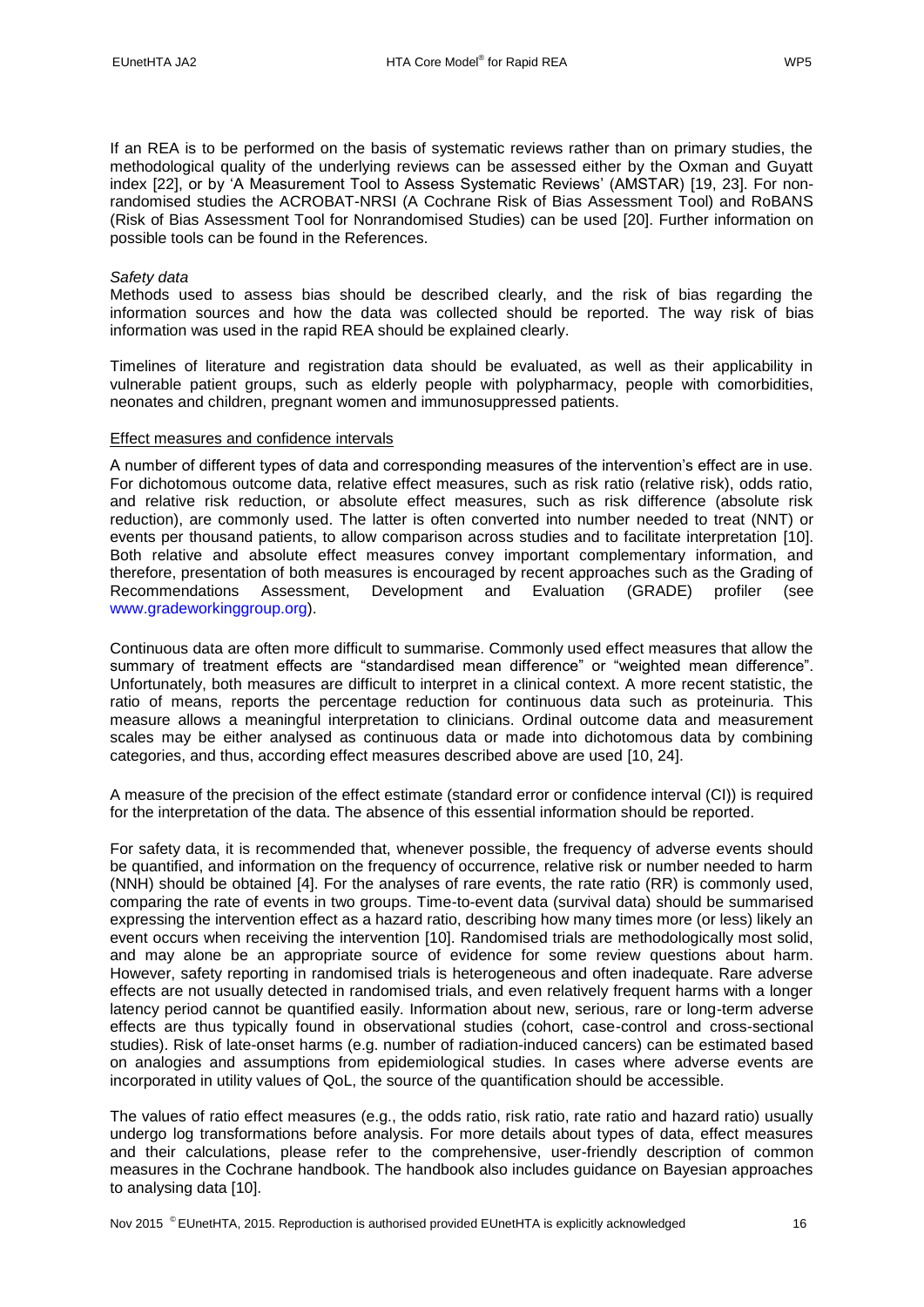If an REA is to be performed on the basis of systematic reviews rather than on primary studies, the methodological quality of the underlying reviews can be assessed either by the Oxman and Guyatt index [22], or by 'A Measurement Tool to Assess Systematic Reviews' (AMSTAR) [19, 23]. For non-randomised studies the ACROBAT-NRSI (A Cochrane Risk of Bias Assessment Tool) and RoBANS (Risk of Bias Assessment Tool for Nonrandomised Studies) can be used [20]. Further information on possible tools can be found in the References.

*Safety data*

Methods used to assess bias should be described clearly, and the risk of bias regarding the information sources and how the data was collected should be reported. The way risk of bias information was used in the rapid REA should be explained clearly.

Timelines of literature and registration data should be evaluated, as well as their applicability in vulnerable patient groups, such as elderly people with polypharmacy, people with comorbidities, neonates and children, pregnant women and immunosuppressed patients.

Effect measures and confidence intervals

A number of different types of data and corresponding measures of the intervention's effect are in use. For dichotomous outcome data, relative effect measures, such as risk ratio (relative risk), odds ratio, and relative risk reduction, or absolute effect measures, such as risk difference (absolute risk reduction), are commonly used. The latter is often converted into number needed to treat (NNT) or events per thousand patients, to allow comparison across studies and to facilitate interpretation [10]. Both relative and absolute effect measures convey important complementary information, and therefore, presentation of both measures is encouraged by recent approaches such as the Grading of Recommendations Assessment, Development and Evaluation (GRADE) profiler (see www.gradeworkinggroup.org).

Continuous data are often more difficult to summarise. Commonly used effect measures that allow the summary of treatment effects are "standardised mean difference" or "weighted mean difference". Unfortunately, both measures are difficult to interpret in a clinical context. A more recent statistic, the ratio of means, reports the percentage reduction for continuous data such as proteinuria. This measure allows a meaningful interpretation to clinicians. Ordinal outcome data and measurement scales may be either analysed as continuous data or made into dichotomous data by combining categories, and thus, according effect measures described above are used [10, 24].

A measure of the precision of the effect estimate (standard error or confidence interval (CI)) is required for the interpretation of the data. The absence of this essential information should be reported.

For safety data, it is recommended that, whenever possible, the frequency of adverse events should be quantified, and information on the frequency of occurrence, relative risk or number needed to harm (NNH) should be obtained [4]. For the analyses of rare events, the rate ratio (RR) is commonly used, comparing the rate of events in two groups. Time-to-event data (survival data) should be summarised expressing the intervention effect as a hazard ratio, describing how many times more (or less) likely an event occurs when receiving the intervention [10]. Randomised trials are methodologically most solid, and may alone be an appropriate source of evidence for some review questions about harm. However, safety reporting in randomised trials is heterogeneous and often inadequate. Rare adverse effects are not usually detected in randomised trials, and even relatively frequent harms with a longer latency period cannot be quantified easily. Information about new, serious, rare or long-term adverse effects are thus typically found in observational studies (cohort, case-control and cross-sectional studies). Risk of late-onset harms (e.g. number of radiation-induced cancers) can be estimated based on analogies and assumptions from epidemiological studies. In cases where adverse events are incorporated in utility values of QoL, the source of the quantification should be accessible.

The values of ratio effect measures (e.g., the odds ratio, risk ratio, rate ratio and hazard ratio) usually undergo log transformations before analysis. For more details about types of data, effect measures and their calculations, please refer to the comprehensive, user-friendly description of common measures in the Cochrane handbook. The handbook also includes guidance on Bayesian approaches to analysing data [10].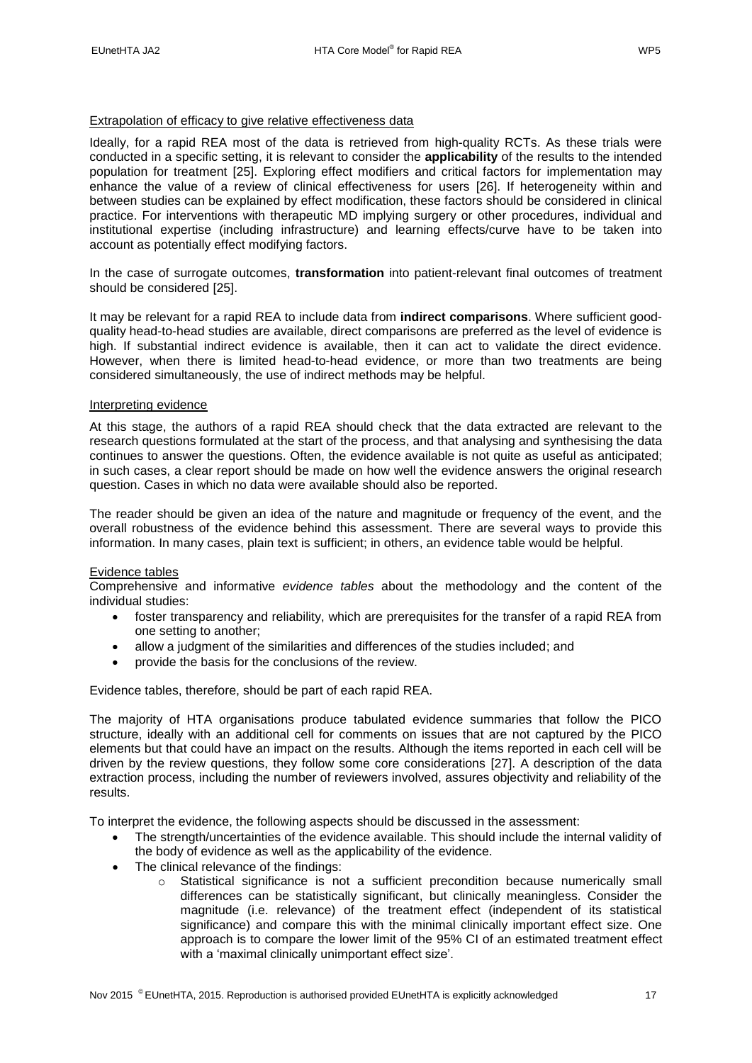Extrapolation of efficacy to give relative effectiveness data

Ideally, for a rapid REA most of the data is retrieved from high-quality RCTs. As these trials were conducted in a specific setting, it is relevant to consider the **applicability** of the results to the intended population for treatment [25]. Exploring effect modifiers and critical factors for implementation may enhance the value of a review of clinical effectiveness for users [26]. If heterogeneity within and between studies can be explained by effect modification, these factors should be considered in clinical practice. For interventions with therapeutic MD implying surgery or other procedures, individual and institutional expertise (including infrastructure) and learning effects/curve have to be taken into account as potentially effect modifying factors.

In the case of surrogate outcomes, **transformation** into patient-relevant final outcomes of treatment should be considered [25].

It may be relevant for a rapid REA to include data from **indirect comparisons**. Where sufficient good-quality head-to-head studies are available, direct comparisons are preferred as the level of evidence is high. If substantial indirect evidence is available, then it can act to validate the direct evidence. However, when there is limited head-to-head evidence, or more than two treatments are being considered simultaneously, the use of indirect methods may be helpful.

Interpreting evidence

At this stage, the authors of a rapid REA should check that the data extracted are relevant to the research questions formulated at the start of the process, and that analysing and synthesising the data continues to answer the questions. Often, the evidence available is not quite as useful as anticipated; in such cases, a clear report should be made on how well the evidence answers the original research question. Cases in which no data were available should also be reported.

The reader should be given an idea of the nature and magnitude or frequency of the event, and the overall robustness of the evidence behind this assessment. There are several ways to provide this information. In many cases, plain text is sufficient; in others, an evidence table would be helpful.

Evidence tables

Comprehensive and informative *evidence tables* about the methodology and the content of the individual studies:

- foster transparency and reliability, which are prerequisites for the transfer of a rapid REA from one setting to another;
- allow a judgment of the similarities and differences of the studies included; and
- provide the basis for the conclusions of the review.

Evidence tables, therefore, should be part of each rapid REA.

The majority of HTA organisations produce tabulated evidence summaries that follow the PICO structure, ideally with an additional cell for comments on issues that are not captured by the PICO elements but that could have an impact on the results. Although the items reported in each cell will be driven by the review questions, they follow some core considerations [27]. A description of the data extraction process, including the number of reviewers involved, assures objectivity and reliability of the results.

To interpret the evidence, the following aspects should be discussed in the assessment:

- The strength/uncertainties of the evidence available. This should include the internal validity of the body of evidence as well as the applicability of the evidence.
- The clinical relevance of the findings:
  - Statistical significance is not a sufficient precondition because numerically small differences can be statistically significant, but clinically meaningless. Consider the magnitude (i.e. relevance) of the treatment effect (independent of its statistical significance) and compare this with the minimal clinically important effect size. One approach is to compare the lower limit of the 95% CI of an estimated treatment effect with a 'maximal clinically unimportant effect size'.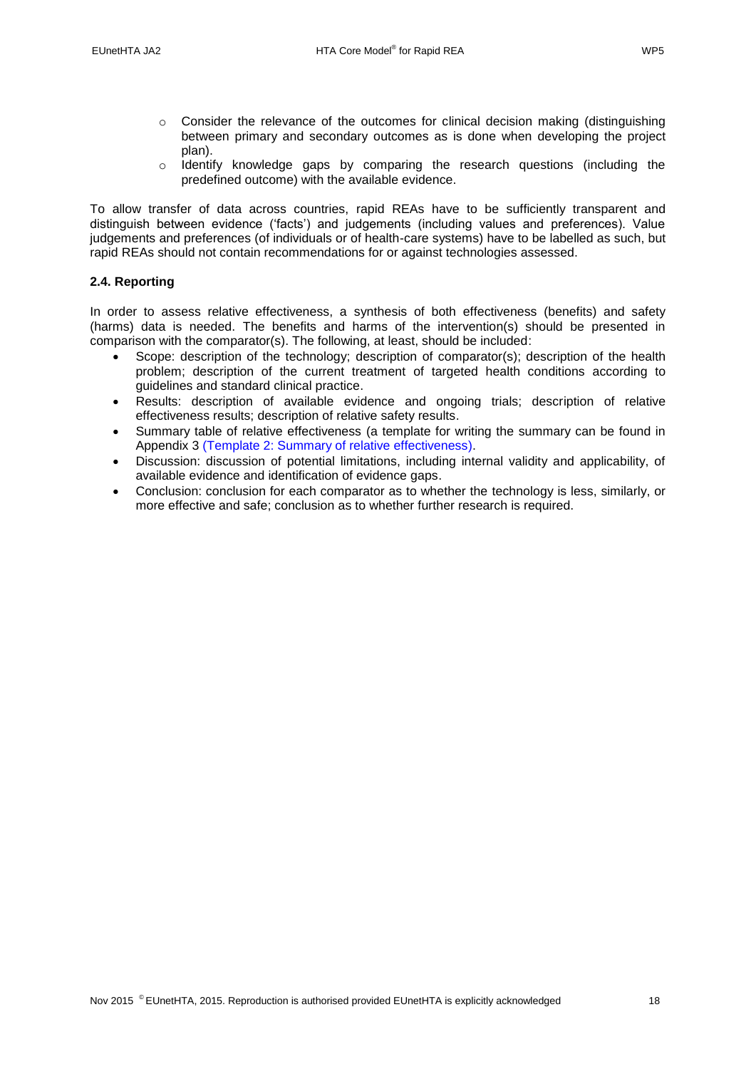- Consider the relevance of the outcomes for clinical decision making (distinguishing between primary and secondary outcomes as is done when developing the project plan).
    - Identify knowledge gaps by comparing the research questions (including the predefined outcome) with the available evidence.

To allow transfer of data across countries, rapid REAs have to be sufficiently transparent and distinguish between evidence ('facts') and judgements (including values and preferences). Value judgements and preferences (of individuals or of health-care systems) have to be labelled as such, but rapid REAs should not contain recommendations for or against technologies assessed.

### 2.4. Reporting

In order to assess relative effectiveness, a synthesis of both effectiveness (benefits) and safety (harms) data is needed. The benefits and harms of the intervention(s) should be presented in comparison with the comparator(s). The following, at least, should be included:

- Scope: description of the technology; description of comparator(s); description of the health problem; description of the current treatment of targeted health conditions according to guidelines and standard clinical practice.
- Results: description of available evidence and ongoing trials; description of relative effectiveness results; description of relative safety results.
- Summary table of relative effectiveness (a template for writing the summary can be found in Appendix 3 (Template 2: Summary of relative effectiveness).
- Discussion: discussion of potential limitations, including internal validity and applicability, of available evidence and identification of evidence gaps.
- Conclusion: conclusion for each comparator as to whether the technology is less, similarly, or more effective and safe; conclusion as to whether further research is required.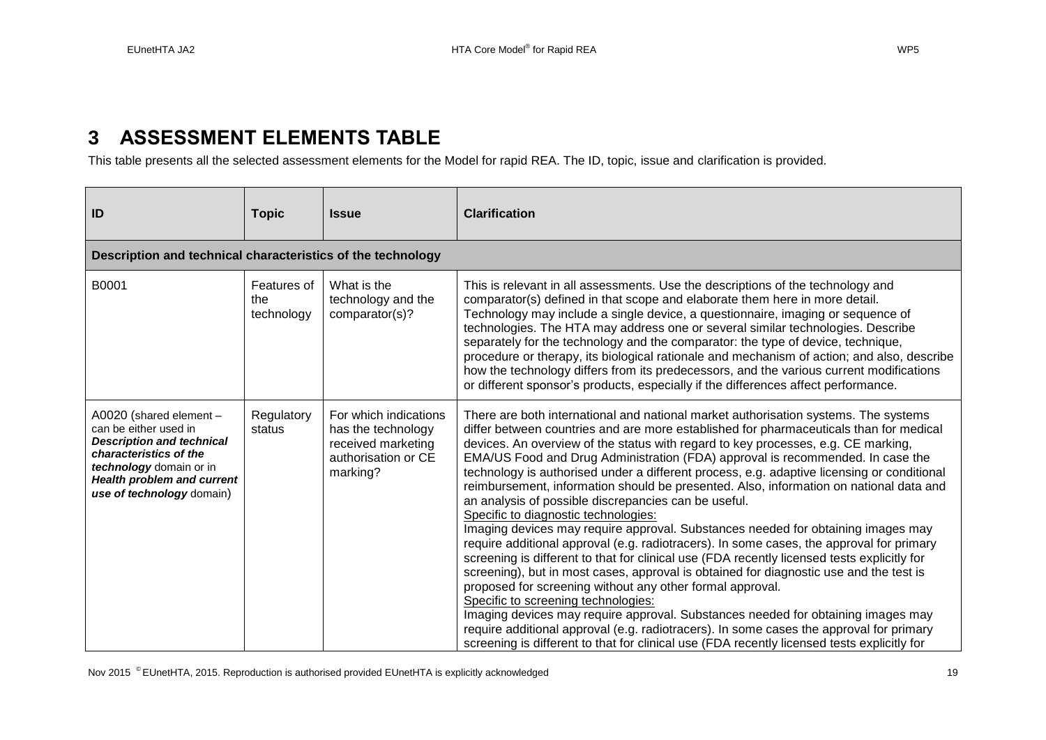# 3 ASSESSMENT ELEMENTS TABLE

This table presents all the selected assessment elements for the Model for rapid REA. The ID, topic, issue and clarification is provided.

| ID | Topic | Issue | Clarification |
|---|---|---|---|
| **Description and technical characteristics of the technology** | | | |
| B0001 | Features of the technology | What is the technology and the comparator(s)? | This is relevant in all assessments. Use the descriptions of the technology and comparator(s) defined in that scope and elaborate them here in more detail. Technology may include a single device, a questionnaire, imaging or sequence of technologies. The HTA may address one or several similar technologies. Describe separately for the technology and the comparator: the type of device, technique, procedure or therapy, its biological rationale and mechanism of action; and also, describe how the technology differs from its predecessors, and the various current modifications or different sponsor's products, especially if the differences affect performance. |
| A0020 (shared element – can be either used in ***Description and technical characteristics of the technology*** domain or in ***Health problem and current use of technology*** domain) | Regulatory status | For which indications has the technology received marketing authorisation or CE marking? | There are both international and national market authorisation systems. The systems differ between countries and are more established for pharmaceuticals than for medical devices. An overview of the status with regard to key processes, e.g. CE marking, EMA/US Food and Drug Administration (FDA) approval is recommended. In case the technology is authorised under a different process, e.g. adaptive licensing or conditional reimbursement, information should be presented. Also, information on national data and an analysis of possible discrepancies can be useful.<br>Specific to diagnostic technologies:<br>Imaging devices may require approval. Substances needed for obtaining images may require additional approval (e.g. radiotracers). In some cases, the approval for primary screening is different to that for clinical use (FDA recently licensed tests explicitly for screening), but in most cases, approval is obtained for diagnostic use and the test is proposed for screening without any other formal approval.<br>Specific to screening technologies:<br>Imaging devices may require approval. Substances needed for obtaining images may require additional approval (e.g. radiotracers). In some cases the approval for primary screening is different to that for clinical use (FDA recently licensed tests explicitly for |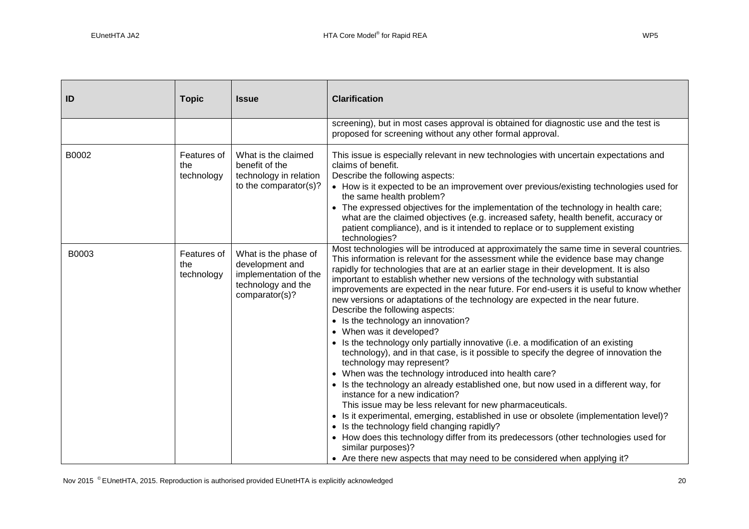| ID | Topic | Issue | Clarification |
|---|---|---|---|
| | | | screening), but in most cases approval is obtained for diagnostic use and the test is proposed for screening without any other formal approval. |
| B0002 | Features of the technology | What is the claimed benefit of the technology in relation to the comparator(s)? | This issue is especially relevant in new technologies with uncertain expectations and claims of benefit.<br>Describe the following aspects:<br>• How is it expected to be an improvement over previous/existing technologies used for the same health problem?<br>• The expressed objectives for the implementation of the technology in health care; what are the claimed objectives (e.g. increased safety, health benefit, accuracy or patient compliance), and is it intended to replace or to supplement existing technologies? |
| B0003 | Features of the technology | What is the phase of development and implementation of the technology and the comparator(s)? | Most technologies will be introduced at approximately the same time in several countries. This information is relevant for the assessment while the evidence base may change rapidly for technologies that are at an earlier stage in their development. It is also important to establish whether new versions of the technology with substantial improvements are expected in the near future. For end-users it is useful to know whether new versions or adaptations of the technology are expected in the near future.<br>Describe the following aspects:<br>• Is the technology an innovation?<br>• When was it developed?<br>• Is the technology only partially innovative (i.e. a modification of an existing technology), and in that case, is it possible to specify the degree of innovation the technology may represent?<br>• When was the technology introduced into health care?<br>• Is the technology an already established one, but now used in a different way, for instance for a new indication?<br>This issue may be less relevant for new pharmaceuticals.<br>• Is it experimental, emerging, established in use or obsolete (implementation level)?<br>• Is the technology field changing rapidly?<br>• How does this technology differ from its predecessors (other technologies used for similar purposes)?<br>• Are there new aspects that may need to be considered when applying it? |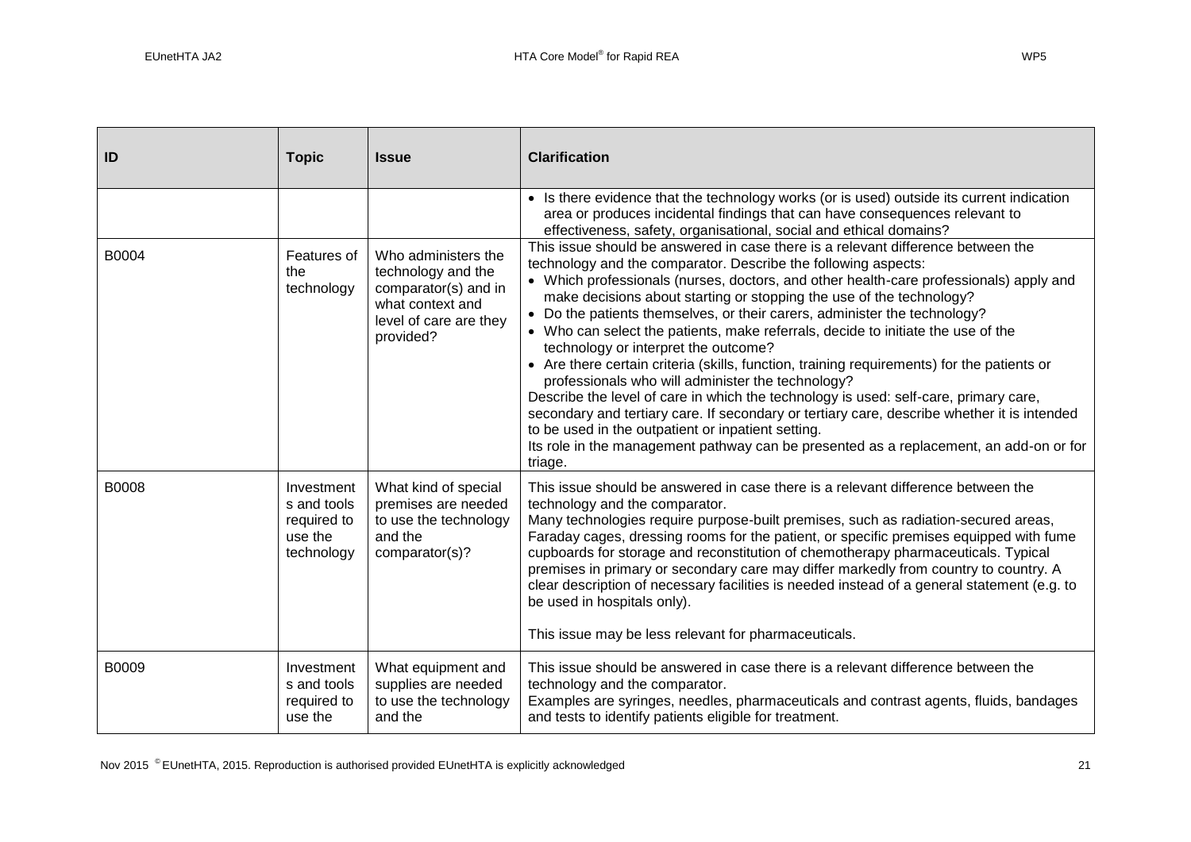| ID | Topic | Issue | Clarification |
|---|---|---|---|
| | | | • Is there evidence that the technology works (or is used) outside its current indication area or produces incidental findings that can have consequences relevant to effectiveness, safety, organisational, social and ethical domains? |
| B0004 | Features of the technology | Who administers the technology and the comparator(s) and in what context and level of care are they provided? | This issue should be answered in case there is a relevant difference between the technology and the comparator. Describe the following aspects:<br>• Which professionals (nurses, doctors, and other health-care professionals) apply and make decisions about starting or stopping the use of the technology?<br>• Do the patients themselves, or their carers, administer the technology?<br>• Who can select the patients, make referrals, decide to initiate the use of the technology or interpret the outcome?<br>• Are there certain criteria (skills, function, training requirements) for the patients or professionals who will administer the technology?<br>Describe the level of care in which the technology is used: self-care, primary care, secondary and tertiary care. If secondary or tertiary care, describe whether it is intended to be used in the outpatient or inpatient setting.<br>Its role in the management pathway can be presented as a replacement, an add-on or for triage. |
| B0008 | Investments and tools required to use the technology | What kind of special premises are needed to use the technology and the comparator(s)? | This issue should be answered in case there is a relevant difference between the technology and the comparator.<br>Many technologies require purpose-built premises, such as radiation-secured areas, Faraday cages, dressing rooms for the patient, or specific premises equipped with fume cupboards for storage and reconstitution of chemotherapy pharmaceuticals. Typical premises in primary or secondary care may differ markedly from country to country. A clear description of necessary facilities is needed instead of a general statement (e.g. to be used in hospitals only).<br><br>This issue may be less relevant for pharmaceuticals. |
| B0009 | Investments and tools required to use the | What equipment and supplies are needed to use the technology and the | This issue should be answered in case there is a relevant difference between the technology and the comparator.<br>Examples are syringes, needles, pharmaceuticals and contrast agents, fluids, bandages and tests to identify patients eligible for treatment. |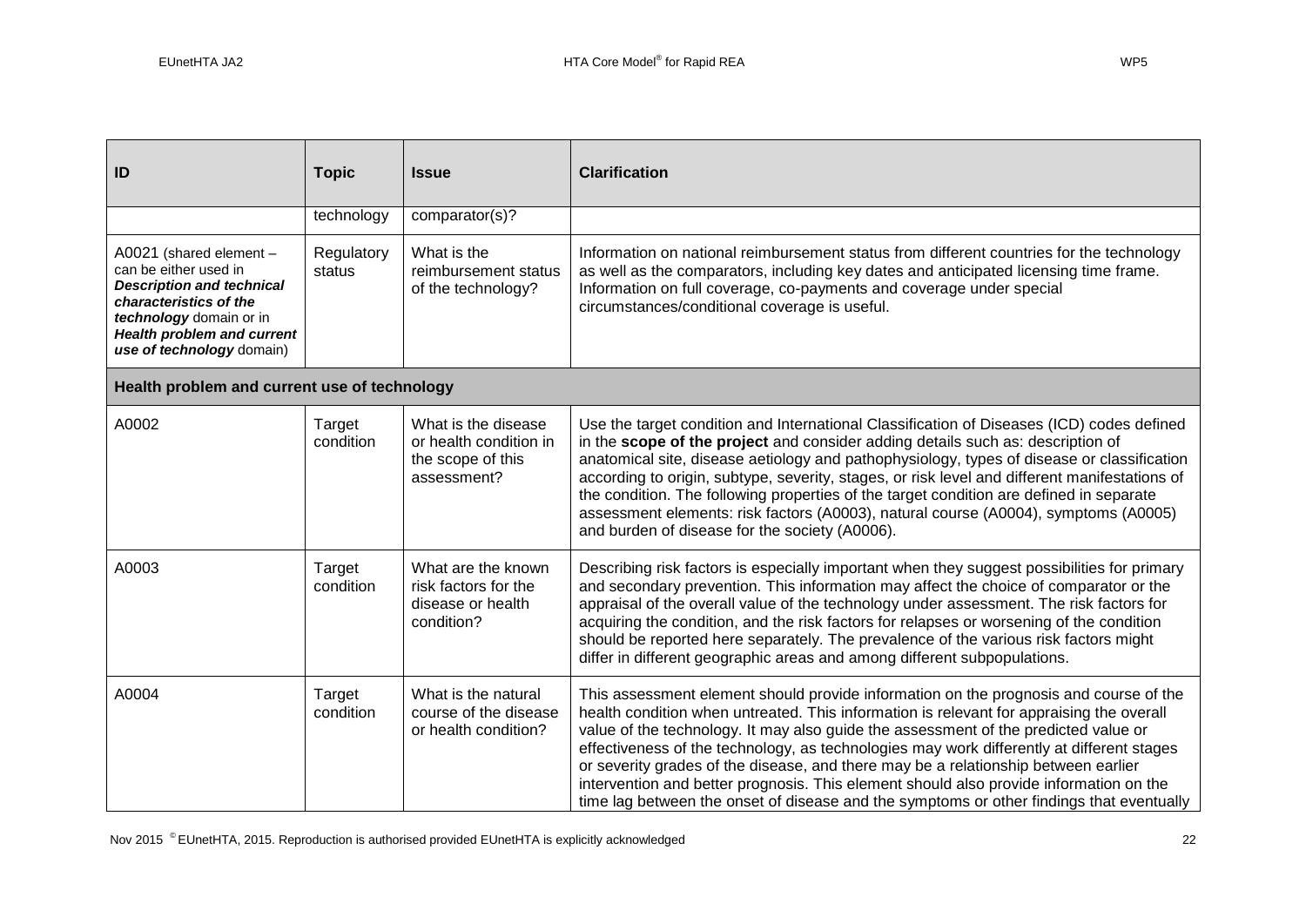| ID | Topic | Issue | Clarification |
|---|---|---|---|
| | technology | comparator(s)? | |
| A0021 (shared element – can be either used in ***Description and technical characteristics of the technology*** domain or in ***Health problem and current use of technology*** domain) | Regulatory status | What is the reimbursement status of the technology? | Information on national reimbursement status from different countries for the technology as well as the comparators, including key dates and anticipated licensing time frame. Information on full coverage, co-payments and coverage under special circumstances/conditional coverage is useful. |
| **Health problem and current use of technology** | | | |
| A0002 | Target condition | What is the disease or health condition in the scope of this assessment? | Use the target condition and International Classification of Diseases (ICD) codes defined in the **scope of the project** and consider adding details such as: description of anatomical site, disease aetiology and pathophysiology, types of disease or classification according to origin, subtype, severity, stages, or risk level and different manifestations of the condition. The following properties of the target condition are defined in separate assessment elements: risk factors (A0003), natural course (A0004), symptoms (A0005) and burden of disease for the society (A0006). |
| A0003 | Target condition | What are the known risk factors for the disease or health condition? | Describing risk factors is especially important when they suggest possibilities for primary and secondary prevention. This information may affect the choice of comparator or the appraisal of the overall value of the technology under assessment. The risk factors for acquiring the condition, and the risk factors for relapses or worsening of the condition should be reported here separately. The prevalence of the various risk factors might differ in different geographic areas and among different subpopulations. |
| A0004 | Target condition | What is the natural course of the disease or health condition? | This assessment element should provide information on the prognosis and course of the health condition when untreated. This information is relevant for appraising the overall value of the technology. It may also guide the assessment of the predicted value or effectiveness of the technology, as technologies may work differently at different stages or severity grades of the disease, and there may be a relationship between earlier intervention and better prognosis. This element should also provide information on the time lag between the onset of disease and the symptoms or other findings that eventually |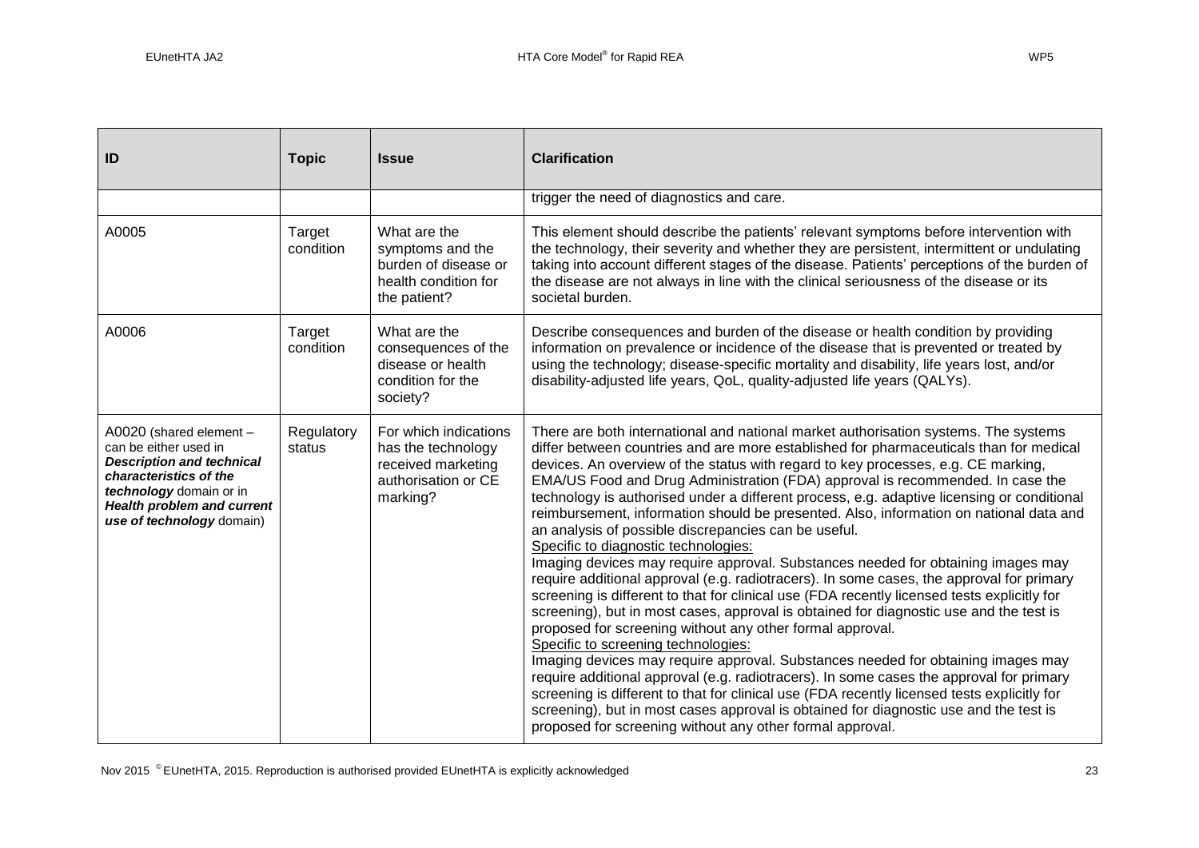| ID | Topic | Issue | Clarification |
|---|---|---|---|
| | | | trigger the need of diagnostics and care. |
| A0005 | Target condition | What are the symptoms and the burden of disease or health condition for the patient? | This element should describe the patients' relevant symptoms before intervention with the technology, their severity and whether they are persistent, intermittent or undulating taking into account different stages of the disease. Patients' perceptions of the burden of the disease are not always in line with the clinical seriousness of the disease or its societal burden. |
| A0006 | Target condition | What are the consequences of the disease or health condition for the society? | Describe consequences and burden of the disease or health condition by providing information on prevalence or incidence of the disease that is prevented or treated by using the technology; disease-specific mortality and disability, life years lost, and/or disability-adjusted life years, QoL, quality-adjusted life years (QALYs). |
| A0020 (shared element – can be either used in ***Description and technical characteristics of the technology*** domain or in ***Health problem and current use of technology*** domain) | Regulatory status | For which indications has the technology received marketing authorisation or CE marking? | There are both international and national market authorisation systems. The systems differ between countries and are more established for pharmaceuticals than for medical devices. An overview of the status with regard to key processes, e.g. CE marking, EMA/US Food and Drug Administration (FDA) approval is recommended. In case the technology is authorised under a different process, e.g. adaptive licensing or conditional reimbursement, information should be presented. Also, information on national data and an analysis of possible discrepancies can be useful.<br>Specific to diagnostic technologies:<br>Imaging devices may require approval. Substances needed for obtaining images may require additional approval (e.g. radiotracers). In some cases, the approval for primary screening is different to that for clinical use (FDA recently licensed tests explicitly for screening), but in most cases, approval is obtained for diagnostic use and the test is proposed for screening without any other formal approval.<br>Specific to screening technologies:<br>Imaging devices may require approval. Substances needed for obtaining images may require additional approval (e.g. radiotracers). In some cases the approval for primary screening is different to that for clinical use (FDA recently licensed tests explicitly for screening), but in most cases approval is obtained for diagnostic use and the test is proposed for screening without any other formal approval. |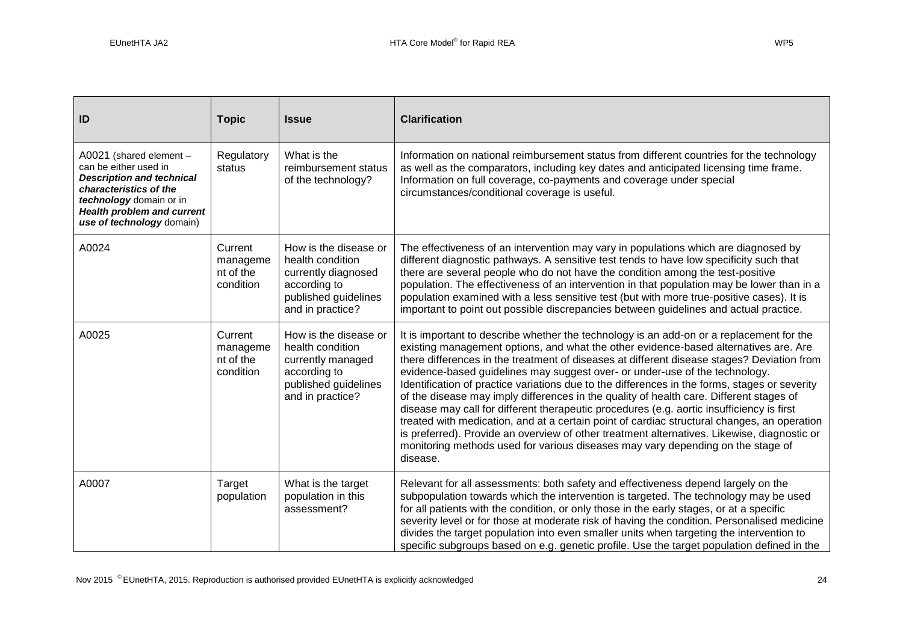| ID | Topic | Issue | Clarification |
|---|---|---|---|
| A0021 (shared element – can be either used in ***Description and technical characteristics of the technology*** domain or in ***Health problem and current use of technology*** domain) | Regulatory status | What is the reimbursement status of the technology? | Information on national reimbursement status from different countries for the technology as well as the comparators, including key dates and anticipated licensing time frame. Information on full coverage, co-payments and coverage under special circumstances/conditional coverage is useful. |
| A0024 | Current management of the condition | How is the disease or health condition currently diagnosed according to published guidelines and in practice? | The effectiveness of an intervention may vary in populations which are diagnosed by different diagnostic pathways. A sensitive test tends to have low specificity such that there are several people who do not have the condition among the test-positive population. The effectiveness of an intervention in that population may be lower than in a population examined with a less sensitive test (but with more true-positive cases). It is important to point out possible discrepancies between guidelines and actual practice. |
| A0025 | Current management of the condition | How is the disease or health condition currently managed according to published guidelines and in practice? | It is important to describe whether the technology is an add-on or a replacement for the existing management options, and what the other evidence-based alternatives are. Are there differences in the treatment of diseases at different disease stages? Deviation from evidence-based guidelines may suggest over- or under-use of the technology. Identification of practice variations due to the differences in the forms, stages or severity of the disease may imply differences in the quality of health care. Different stages of disease may call for different therapeutic procedures (e.g. aortic insufficiency is first treated with medication, and at a certain point of cardiac structural changes, an operation is preferred). Provide an overview of other treatment alternatives. Likewise, diagnostic or monitoring methods used for various diseases may vary depending on the stage of disease. |
| A0007 | Target population | What is the target population in this assessment? | Relevant for all assessments: both safety and effectiveness depend largely on the subpopulation towards which the intervention is targeted. The technology may be used for all patients with the condition, or only those in the early stages, or at a specific severity level or for those at moderate risk of having the condition. Personalised medicine divides the target population into even smaller units when targeting the intervention to specific subgroups based on e.g. genetic profile. Use the target population defined in the |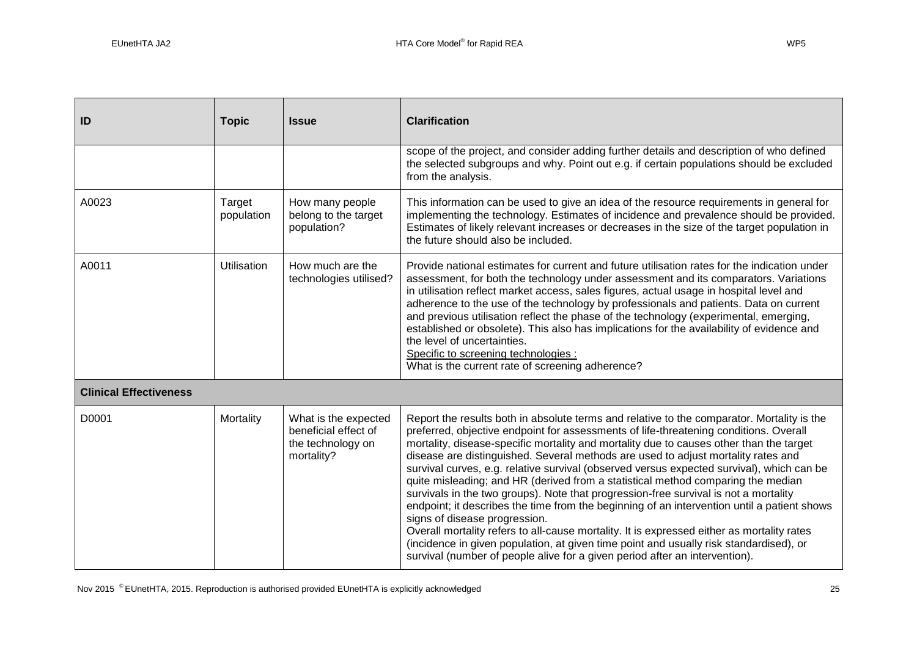| ID | Topic | Issue | Clarification |
|---|---|---|---|
| | | | scope of the project, and consider adding further details and description of who defined the selected subgroups and why. Point out e.g. if certain populations should be excluded from the analysis. |
| A0023 | Target population | How many people belong to the target population? | This information can be used to give an idea of the resource requirements in general for implementing the technology. Estimates of incidence and prevalence should be provided. Estimates of likely relevant increases or decreases in the size of the target population in the future should also be included. |
| A0011 | Utilisation | How much are the technologies utilised? | Provide national estimates for current and future utilisation rates for the indication under assessment, for both the technology under assessment and its comparators. Variations in utilisation reflect market access, sales figures, actual usage in hospital level and adherence to the use of the technology by professionals and patients. Data on current and previous utilisation reflect the phase of the technology (experimental, emerging, established or obsolete). This also has implications for the availability of evidence and the level of uncertainties.<br>Specific to screening technologies :<br>What is the current rate of screening adherence? |
| **Clinical Effectiveness** | | | |
| D0001 | Mortality | What is the expected beneficial effect of the technology on mortality? | Report the results both in absolute terms and relative to the comparator. Mortality is the preferred, objective endpoint for assessments of life-threatening conditions. Overall mortality, disease-specific mortality and mortality due to causes other than the target disease are distinguished. Several methods are used to adjust mortality rates and survival curves, e.g. relative survival (observed versus expected survival), which can be quite misleading; and HR (derived from a statistical method comparing the median survivals in the two groups). Note that progression-free survival is not a mortality endpoint; it describes the time from the beginning of an intervention until a patient shows signs of disease progression.<br>Overall mortality refers to all-cause mortality. It is expressed either as mortality rates (incidence in given population, at given time point and usually risk standardised), or survival (number of people alive for a given period after an intervention). |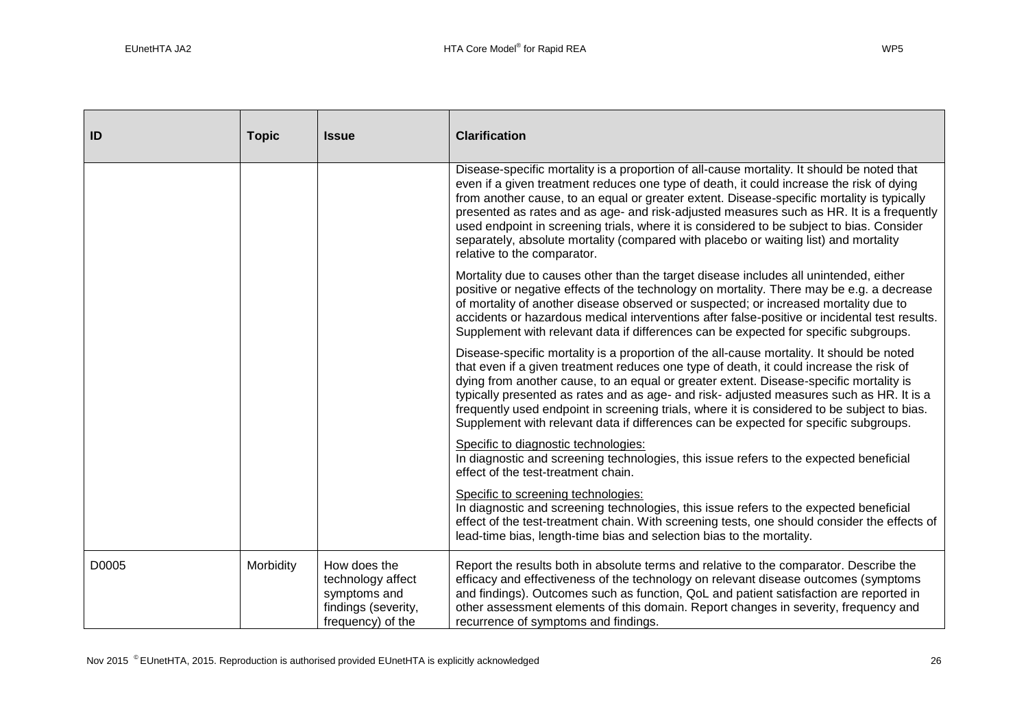| ID | Topic | Issue | Clarification |
| --- | --- | --- | --- |
| | | | Disease-specific mortality is a proportion of all-cause mortality. It should be noted that even if a given treatment reduces one type of death, it could increase the risk of dying from another cause, to an equal or greater extent. Disease-specific mortality is typically presented as rates and as age- and risk-adjusted measures such as HR. It is a frequently used endpoint in screening trials, where it is considered to be subject to bias. Consider separately, absolute mortality (compared with placebo or waiting list) and mortality relative to the comparator.<br><br>Mortality due to causes other than the target disease includes all unintended, either positive or negative effects of the technology on mortality. There may be e.g. a decrease of mortality of another disease observed or suspected; or increased mortality due to accidents or hazardous medical interventions after false-positive or incidental test results. Supplement with relevant data if differences can be expected for specific subgroups.<br><br>Disease-specific mortality is a proportion of the all-cause mortality. It should be noted that even if a given treatment reduces one type of death, it could increase the risk of dying from another cause, to an equal or greater extent. Disease-specific mortality is typically presented as rates and as age- and risk- adjusted measures such as HR. It is a frequently used endpoint in screening trials, where it is considered to be subject to bias. Supplement with relevant data if differences can be expected for specific subgroups.<br><br><u>Specific to diagnostic technologies:</u><br>In diagnostic and screening technologies, this issue refers to the expected beneficial effect of the test-treatment chain.<br><br><u>Specific to screening technologies:</u><br>In diagnostic and screening technologies, this issue refers to the expected beneficial effect of the test-treatment chain. With screening tests, one should consider the effects of lead-time bias, length-time bias and selection bias to the mortality. |
| D0005 | Morbidity | How does the technology affect symptoms and findings (severity, frequency) of the | Report the results both in absolute terms and relative to the comparator. Describe the efficacy and effectiveness of the technology on relevant disease outcomes (symptoms and findings). Outcomes such as function, QoL and patient satisfaction are reported in other assessment elements of this domain. Report changes in severity, frequency and recurrence of symptoms and findings. |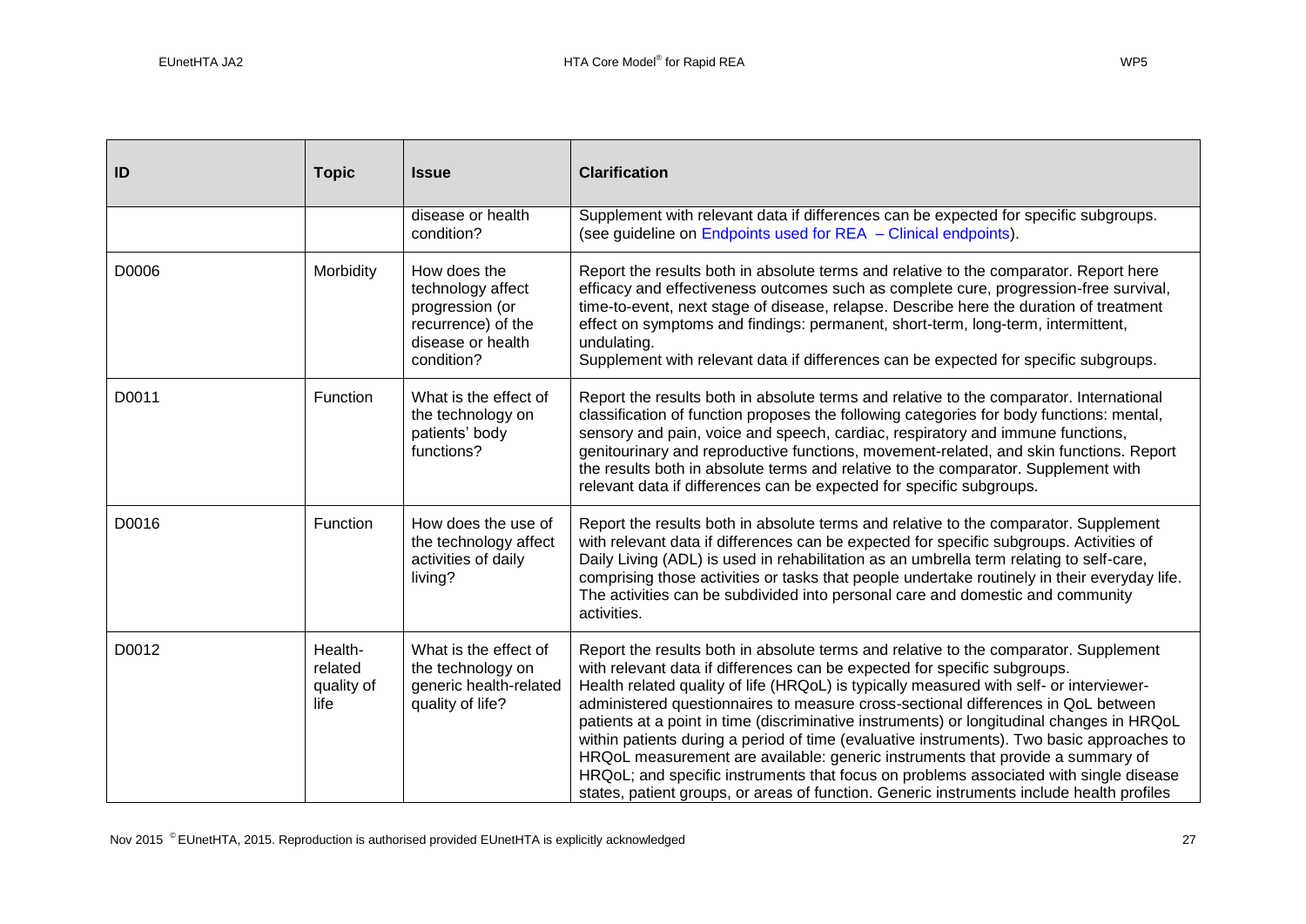| ID | Topic | Issue | Clarification |
|---|---|---|---|
| | | disease or health condition? | Supplement with relevant data if differences can be expected for specific subgroups. (see guideline on Endpoints used for REA – Clinical endpoints). |
| D0006 | Morbidity | How does the technology affect progression (or recurrence) of the disease or health condition? | Report the results both in absolute terms and relative to the comparator. Report here efficacy and effectiveness outcomes such as complete cure, progression-free survival, time-to-event, next stage of disease, relapse. Describe here the duration of treatment effect on symptoms and findings: permanent, short-term, long-term, intermittent, undulating.<br>Supplement with relevant data if differences can be expected for specific subgroups. |
| D0011 | Function | What is the effect of the technology on patients' body functions? | Report the results both in absolute terms and relative to the comparator. International classification of function proposes the following categories for body functions: mental, sensory and pain, voice and speech, cardiac, respiratory and immune functions, genitourinary and reproductive functions, movement-related, and skin functions. Report the results both in absolute terms and relative to the comparator. Supplement with relevant data if differences can be expected for specific subgroups. |
| D0016 | Function | How does the use of the technology affect activities of daily living? | Report the results both in absolute terms and relative to the comparator. Supplement with relevant data if differences can be expected for specific subgroups. Activities of Daily Living (ADL) is used in rehabilitation as an umbrella term relating to self-care, comprising those activities or tasks that people undertake routinely in their everyday life. The activities can be subdivided into personal care and domestic and community activities. |
| D0012 | Health-related quality of life | What is the effect of the technology on generic health-related quality of life? | Report the results both in absolute terms and relative to the comparator. Supplement with relevant data if differences can be expected for specific subgroups.<br>Health related quality of life (HRQoL) is typically measured with self- or interviewer-administered questionnaires to measure cross-sectional differences in QoL between patients at a point in time (discriminative instruments) or longitudinal changes in HRQoL within patients during a period of time (evaluative instruments). Two basic approaches to HRQoL measurement are available: generic instruments that provide a summary of HRQoL; and specific instruments that focus on problems associated with single disease states, patient groups, or areas of function. Generic instruments include health profiles |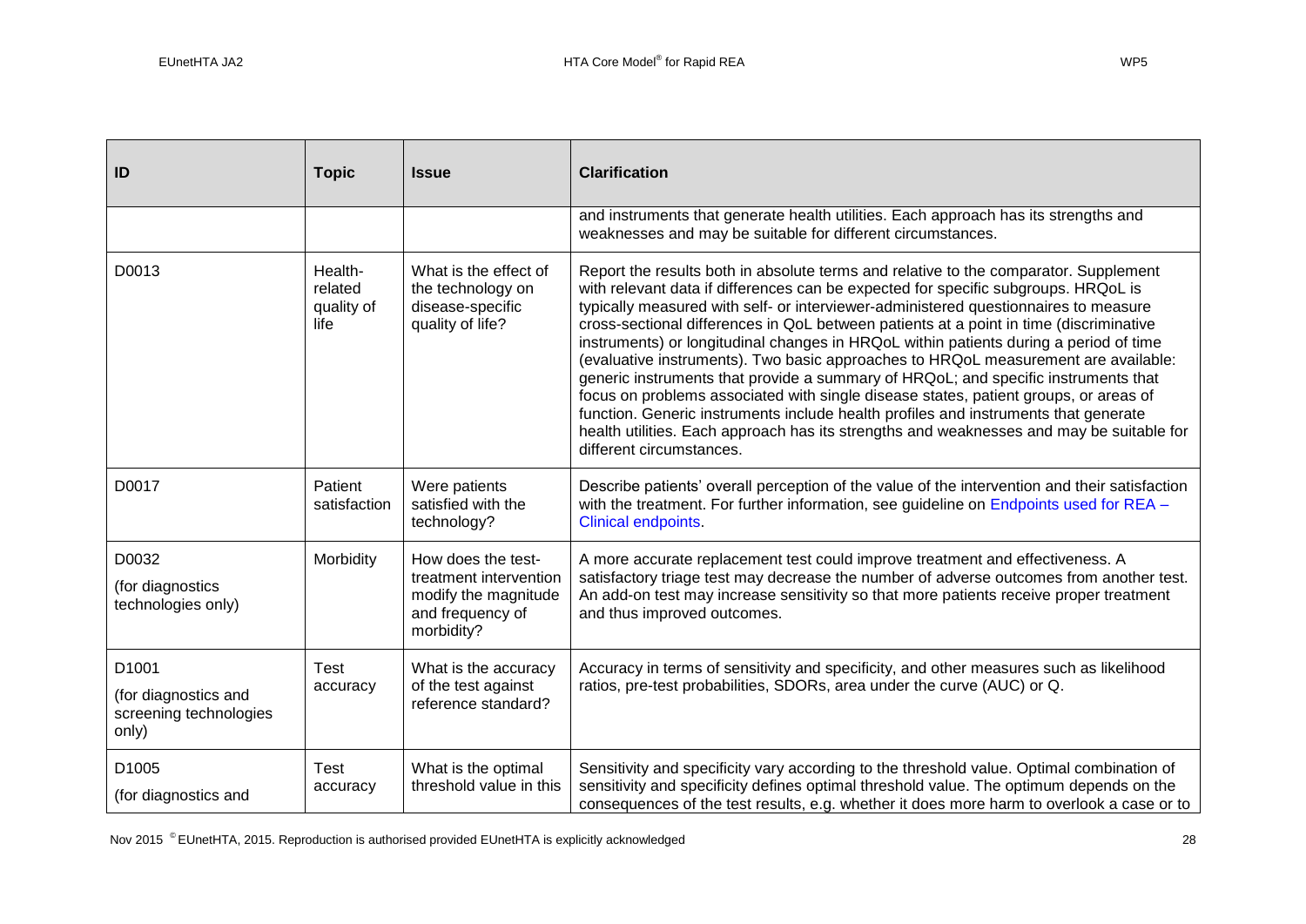| ID | Topic | Issue | Clarification |
|---|---|---|---|
| | | | and instruments that generate health utilities. Each approach has its strengths and weaknesses and may be suitable for different circumstances. |
| D0013 | Health-related quality of life | What is the effect of the technology on disease-specific quality of life? | Report the results both in absolute terms and relative to the comparator. Supplement with relevant data if differences can be expected for specific subgroups. HRQoL is typically measured with self- or interviewer-administered questionnaires to measure cross-sectional differences in QoL between patients at a point in time (discriminative instruments) or longitudinal changes in HRQoL within patients during a period of time (evaluative instruments). Two basic approaches to HRQoL measurement are available: generic instruments that provide a summary of HRQoL; and specific instruments that focus on problems associated with single disease states, patient groups, or areas of function. Generic instruments include health profiles and instruments that generate health utilities. Each approach has its strengths and weaknesses and may be suitable for different circumstances. |
| D0017 | Patient satisfaction | Were patients satisfied with the technology? | Describe patients' overall perception of the value of the intervention and their satisfaction with the treatment. For further information, see guideline on Endpoints used for REA – Clinical endpoints. |
| D0032<br>(for diagnostics technologies only) | Morbidity | How does the test-treatment intervention modify the magnitude and frequency of morbidity? | A more accurate replacement test could improve treatment and effectiveness. A satisfactory triage test may decrease the number of adverse outcomes from another test. An add-on test may increase sensitivity so that more patients receive proper treatment and thus improved outcomes. |
| D1001<br>(for diagnostics and screening technologies only) | Test accuracy | What is the accuracy of the test against reference standard? | Accuracy in terms of sensitivity and specificity, and other measures such as likelihood ratios, pre-test probabilities, SDORs, area under the curve (AUC) or Q. |
| D1005<br>(for diagnostics and | Test accuracy | What is the optimal threshold value in this | Sensitivity and specificity vary according to the threshold value. Optimal combination of sensitivity and specificity defines optimal threshold value. The optimum depends on the consequences of the test results, e.g. whether it does more harm to overlook a case or to |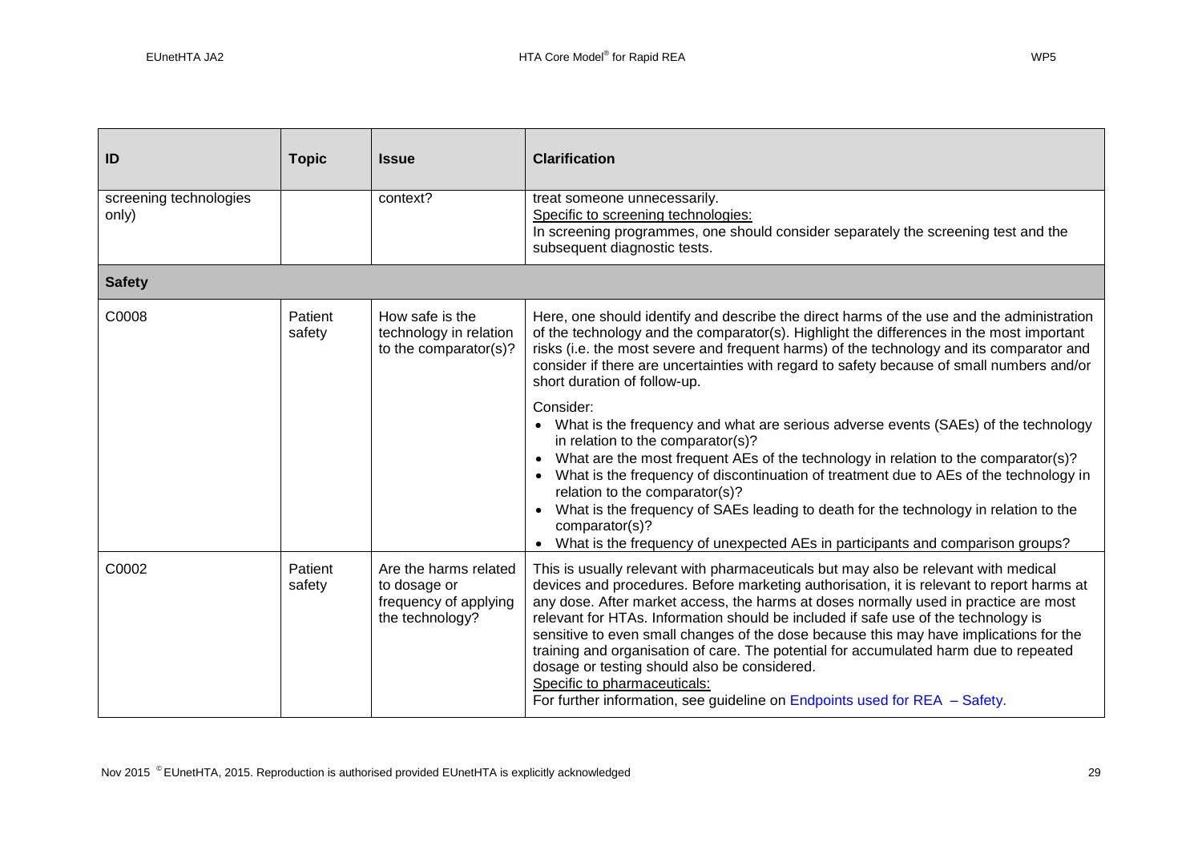| ID | Topic | Issue | Clarification |
| --- | --- | --- | --- |
| screening technologies only) | | context? | treat someone unnecessarily.<br>Specific to screening technologies:<br>In screening programmes, one should consider separately the screening test and the subsequent diagnostic tests. |
| **Safety** | | | |
| C0008 | Patient safety | How safe is the technology in relation to the comparator(s)? | Here, one should identify and describe the direct harms of the use and the administration of the technology and the comparator(s). Highlight the differences in the most important risks (i.e. the most severe and frequent harms) of the technology and its comparator and consider if there are uncertainties with regard to safety because of small numbers and/or short duration of follow-up.<br><br>Consider:<br>• What is the frequency and what are serious adverse events (SAEs) of the technology in relation to the comparator(s)?<br>• What are the most frequent AEs of the technology in relation to the comparator(s)?<br>• What is the frequency of discontinuation of treatment due to AEs of the technology in relation to the comparator(s)?<br>• What is the frequency of SAEs leading to death for the technology in relation to the comparator(s)?<br>• What is the frequency of unexpected AEs in participants and comparison groups? |
| C0002 | Patient safety | Are the harms related to dosage or frequency of applying the technology? | This is usually relevant with pharmaceuticals but may also be relevant with medical devices and procedures. Before marketing authorisation, it is relevant to report harms at any dose. After market access, the harms at doses normally used in practice are most relevant for HTAs. Information should be included if safe use of the technology is sensitive to even small changes of the dose because this may have implications for the training and organisation of care. The potential for accumulated harm due to repeated dosage or testing should also be considered.<br>Specific to pharmaceuticals:<br>For further information, see guideline on Endpoints used for REA – Safety. |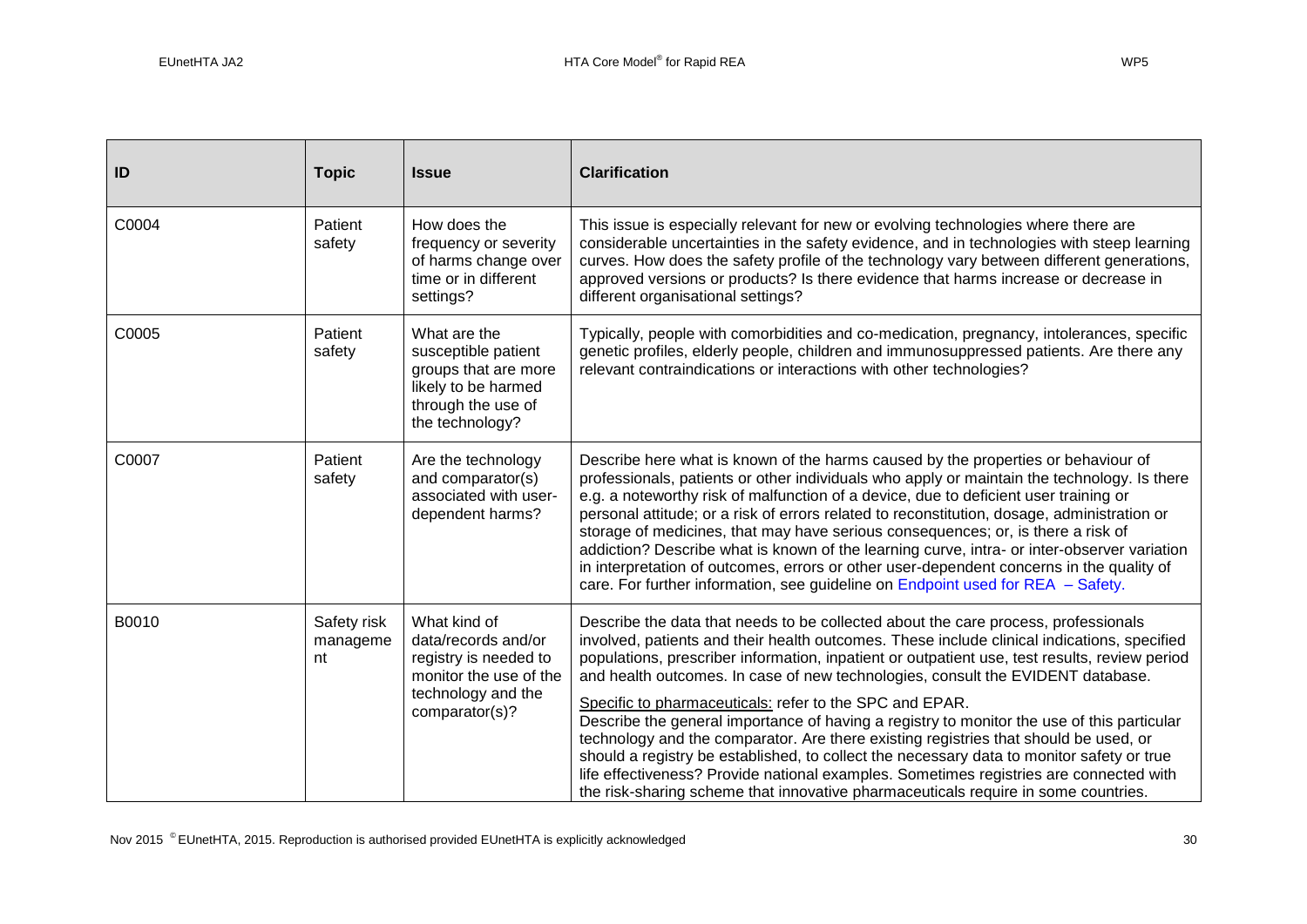| ID | Topic | Issue | Clarification |
|---|---|---|---|
| C0004 | Patient safety | How does the frequency or severity of harms change over time or in different settings? | This issue is especially relevant for new or evolving technologies where there are considerable uncertainties in the safety evidence, and in technologies with steep learning curves. How does the safety profile of the technology vary between different generations, approved versions or products? Is there evidence that harms increase or decrease in different organisational settings? |
| C0005 | Patient safety | What are the susceptible patient groups that are more likely to be harmed through the use of the technology? | Typically, people with comorbidities and co-medication, pregnancy, intolerances, specific genetic profiles, elderly people, children and immunosuppressed patients. Are there any relevant contraindications or interactions with other technologies? |
| C0007 | Patient safety | Are the technology and comparator(s) associated with user-dependent harms? | Describe here what is known of the harms caused by the properties or behaviour of professionals, patients or other individuals who apply or maintain the technology. Is there e.g. a noteworthy risk of malfunction of a device, due to deficient user training or personal attitude; or a risk of errors related to reconstitution, dosage, administration or storage of medicines, that may have serious consequences; or, is there a risk of addiction? Describe what is known of the learning curve, intra- or inter-observer variation in interpretation of outcomes, errors or other user-dependent concerns in the quality of care. For further information, see guideline on Endpoint used for REA – Safety. |
| B0010 | Safety risk management | What kind of data/records and/or registry is needed to monitor the use of the technology and the comparator(s)? | Describe the data that needs to be collected about the care process, professionals involved, patients and their health outcomes. These include clinical indications, specified populations, prescriber information, inpatient or outpatient use, test results, review period and health outcomes. In case of new technologies, consult the EVIDENT database.<br><br><u>Specific to pharmaceuticals:</u> refer to the SPC and EPAR.<br>Describe the general importance of having a registry to monitor the use of this particular technology and the comparator. Are there existing registries that should be used, or should a registry be established, to collect the necessary data to monitor safety or true life effectiveness? Provide national examples. Sometimes registries are connected with the risk-sharing scheme that innovative pharmaceuticals require in some countries. |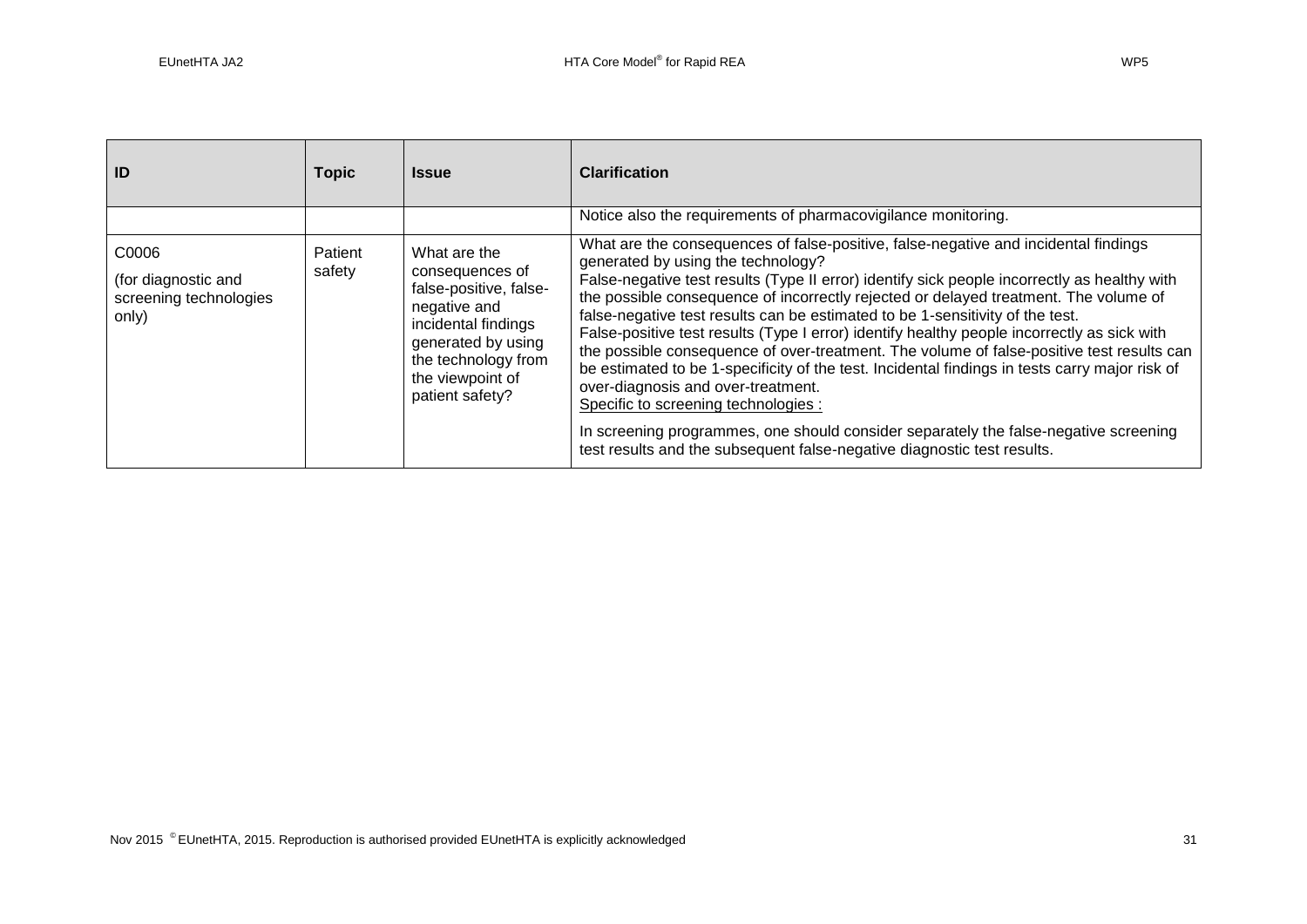| ID | Topic | Issue | Clarification |
|---|---|---|---|
| | | | Notice also the requirements of pharmacovigilance monitoring. |
| C0006 (for diagnostic and screening technologies only) | Patient safety | What are the consequences of false-positive, false-negative and incidental findings generated by using the technology from the viewpoint of patient safety? | What are the consequences of false-positive, false-negative and incidental findings generated by using the technology?<br>False-negative test results (Type II error) identify sick people incorrectly as healthy with the possible consequence of incorrectly rejected or delayed treatment. The volume of false-negative test results can be estimated to be 1-sensitivity of the test.<br>False-positive test results (Type I error) identify healthy people incorrectly as sick with the possible consequence of over-treatment. The volume of false-positive test results can be estimated to be 1-specificity of the test. Incidental findings in tests carry major risk of over-diagnosis and over-treatment.<br>Specific to screening technologies :<br>In screening programmes, one should consider separately the false-negative screening test results and the subsequent false-negative diagnostic test results. |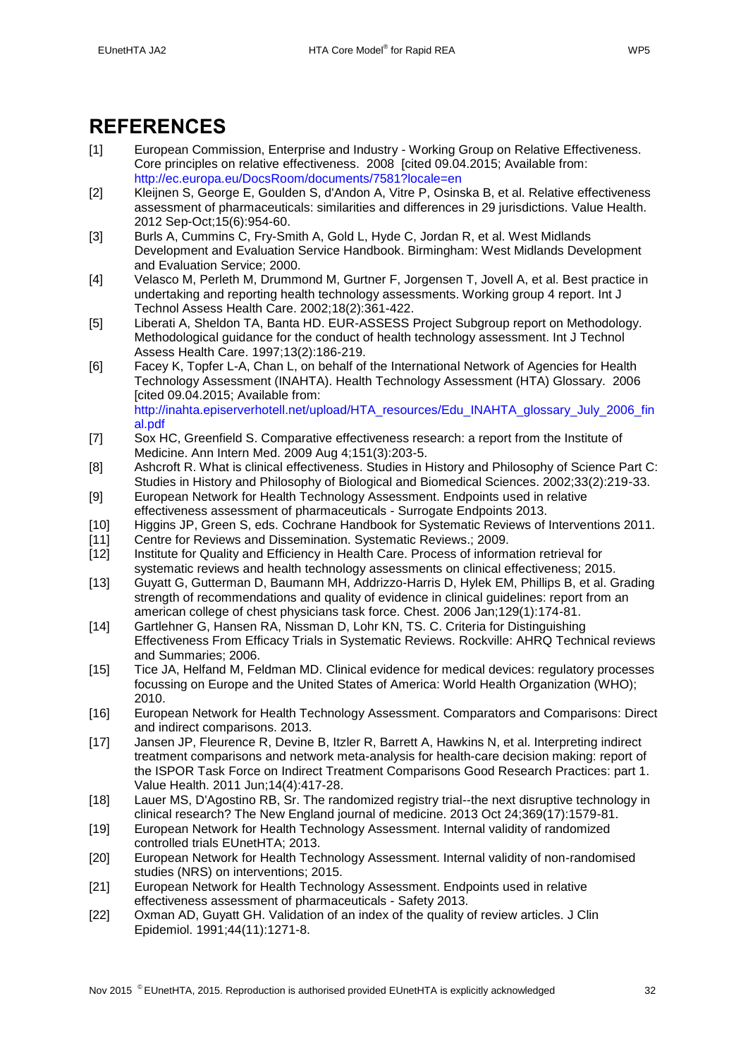# REFERENCES

[1] European Commission, Enterprise and Industry - Working Group on Relative Effectiveness. Core principles on relative effectiveness. 2008 [cited 09.04.2015; Available from: http://ec.europa.eu/DocsRoom/documents/7581?locale=en

[2] Kleijnen S, George E, Goulden S, d'Andon A, Vitre P, Osinska B, et al. Relative effectiveness assessment of pharmaceuticals: similarities and differences in 29 jurisdictions. Value Health. 2012 Sep-Oct;15(6):954-60.

[3] Burls A, Cummins C, Fry-Smith A, Gold L, Hyde C, Jordan R, et al. West Midlands Development and Evaluation Service Handbook. Birmingham: West Midlands Development and Evaluation Service; 2000.

[4] Velasco M, Perleth M, Drummond M, Gurtner F, Jorgensen T, Jovell A, et al. Best practice in undertaking and reporting health technology assessments. Working group 4 report. Int J Technol Assess Health Care. 2002;18(2):361-422.

[5] Liberati A, Sheldon TA, Banta HD. EUR-ASSESS Project Subgroup report on Methodology. Methodological guidance for the conduct of health technology assessment. Int J Technol Assess Health Care. 1997;13(2):186-219.

[6] Facey K, Topfer L-A, Chan L, on behalf of the International Network of Agencies for Health Technology Assessment (INAHTA). Health Technology Assessment (HTA) Glossary. 2006 [cited 09.04.2015; Available from: http://inahta.episerverhotell.net/upload/HTA_resources/Edu_INAHTA_glossary_July_2006_final.pdf

[7] Sox HC, Greenfield S. Comparative effectiveness research: a report from the Institute of Medicine. Ann Intern Med. 2009 Aug 4;151(3):203-5.

[8] Ashcroft R. What is clinical effectiveness. Studies in History and Philosophy of Science Part C: Studies in History and Philosophy of Biological and Biomedical Sciences. 2002;33(2):219-33.

[9] European Network for Health Technology Assessment. Endpoints used in relative effectiveness assessment of pharmaceuticals - Surrogate Endpoints 2013.

[10] Higgins JP, Green S, eds. Cochrane Handbook for Systematic Reviews of Interventions 2011.

[11] Centre for Reviews and Dissemination. Systematic Reviews.; 2009.

[12] Institute for Quality and Efficiency in Health Care. Process of information retrieval for systematic reviews and health technology assessments on clinical effectiveness; 2015.

[13] Guyatt G, Gutterman D, Baumann MH, Addrizzo-Harris D, Hylek EM, Phillips B, et al. Grading strength of recommendations and quality of evidence in clinical guidelines: report from an american college of chest physicians task force. Chest. 2006 Jan;129(1):174-81.

[14] Gartlehner G, Hansen RA, Nissman D, Lohr KN, TS. C. Criteria for Distinguishing Effectiveness From Efficacy Trials in Systematic Reviews. Rockville: AHRQ Technical reviews and Summaries; 2006.

[15] Tice JA, Helfand M, Feldman MD. Clinical evidence for medical devices: regulatory processes focussing on Europe and the United States of America: World Health Organization (WHO); 2010.

[16] European Network for Health Technology Assessment. Comparators and Comparisons: Direct and indirect comparisons. 2013.

[17] Jansen JP, Fleurence R, Devine B, Itzler R, Barrett A, Hawkins N, et al. Interpreting indirect treatment comparisons and network meta-analysis for health-care decision making: report of the ISPOR Task Force on Indirect Treatment Comparisons Good Research Practices: part 1. Value Health. 2011 Jun;14(4):417-28.

[18] Lauer MS, D'Agostino RB, Sr. The randomized registry trial--the next disruptive technology in clinical research? The New England journal of medicine. 2013 Oct 24;369(17):1579-81.

[19] European Network for Health Technology Assessment. Internal validity of randomized controlled trials EUnetHTA; 2013.

[20] European Network for Health Technology Assessment. Internal validity of non-randomised studies (NRS) on interventions; 2015.

[21] European Network for Health Technology Assessment. Endpoints used in relative effectiveness assessment of pharmaceuticals - Safety 2013.

[22] Oxman AD, Guyatt GH. Validation of an index of the quality of review articles. J Clin Epidemiol. 1991;44(11):1271-8.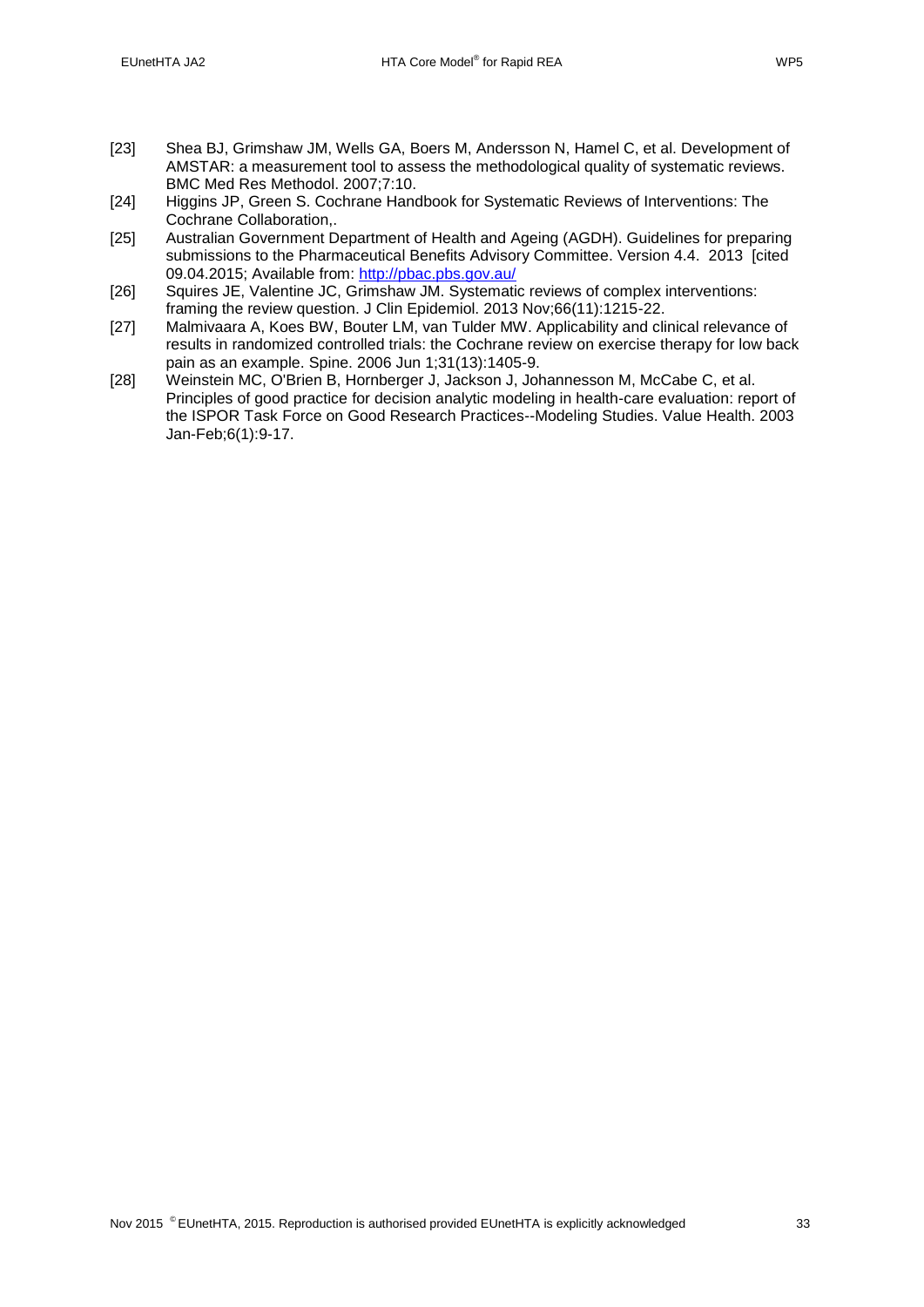[23] Shea BJ, Grimshaw JM, Wells GA, Boers M, Andersson N, Hamel C, et al. Development of AMSTAR: a measurement tool to assess the methodological quality of systematic reviews. BMC Med Res Methodol. 2007;7:10.

[24] Higgins JP, Green S. Cochrane Handbook for Systematic Reviews of Interventions: The Cochrane Collaboration,.

[25] Australian Government Department of Health and Ageing (AGDH). Guidelines for preparing submissions to the Pharmaceutical Benefits Advisory Committee. Version 4.4. 2013 [cited 09.04.2015; Available from: http://pbac.pbs.gov.au/

[26] Squires JE, Valentine JC, Grimshaw JM. Systematic reviews of complex interventions: framing the review question. J Clin Epidemiol. 2013 Nov;66(11):1215-22.

[27] Malmivaara A, Koes BW, Bouter LM, van Tulder MW. Applicability and clinical relevance of results in randomized controlled trials: the Cochrane review on exercise therapy for low back pain as an example. Spine. 2006 Jun 1;31(13):1405-9.

[28] Weinstein MC, O'Brien B, Hornberger J, Jackson J, Johannesson M, McCabe C, et al. Principles of good practice for decision analytic modeling in health-care evaluation: report of the ISPOR Task Force on Good Research Practices--Modeling Studies. Value Health. 2003 Jan-Feb;6(1):9-17.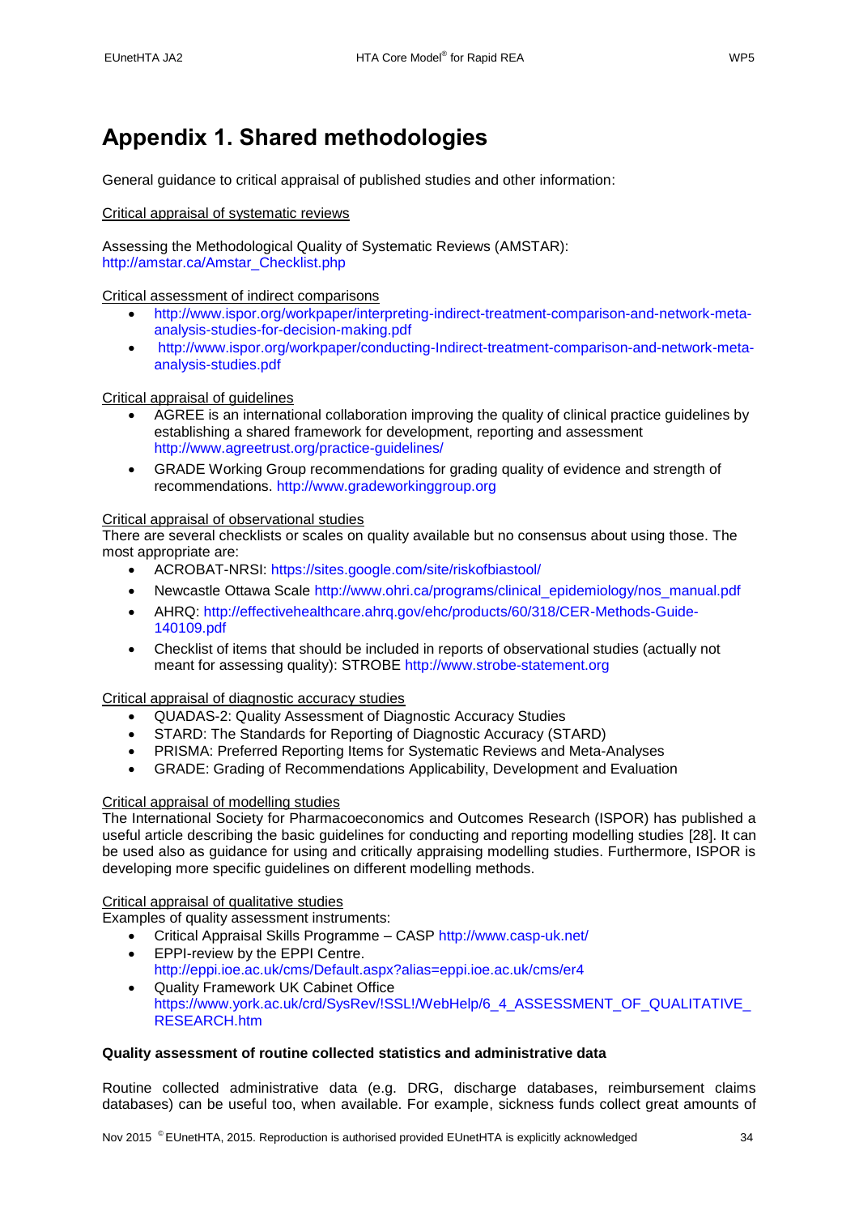# Appendix 1. Shared methodologies

General guidance to critical appraisal of published studies and other information:

Critical appraisal of systematic reviews

Assessing the Methodological Quality of Systematic Reviews (AMSTAR):
http://amstar.ca/Amstar_Checklist.php

Critical assessment of indirect comparisons

- http://www.ispor.org/workpaper/interpreting-indirect-treatment-comparison-and-network-meta-analysis-studies-for-decision-making.pdf
- http://www.ispor.org/workpaper/conducting-Indirect-treatment-comparison-and-network-meta-analysis-studies.pdf

Critical appraisal of guidelines

- AGREE is an international collaboration improving the quality of clinical practice guidelines by establishing a shared framework for development, reporting and assessment http://www.agreetrust.org/practice-guidelines/
- GRADE Working Group recommendations for grading quality of evidence and strength of recommendations. http://www.gradeworkinggroup.org

Critical appraisal of observational studies

There are several checklists or scales on quality available but no consensus about using those. The most appropriate are:

- ACROBAT-NRSI: https://sites.google.com/site/riskofbiastool/
- Newcastle Ottawa Scale http://www.ohri.ca/programs/clinical_epidemiology/nos_manual.pdf
- AHRQ: http://effectivehealthcare.ahrq.gov/ehc/products/60/318/CER-Methods-Guide-140109.pdf
- Checklist of items that should be included in reports of observational studies (actually not meant for assessing quality): STROBE http://www.strobe-statement.org

Critical appraisal of diagnostic accuracy studies

- QUADAS-2: Quality Assessment of Diagnostic Accuracy Studies
- STARD: The Standards for Reporting of Diagnostic Accuracy (STARD)
- PRISMA: Preferred Reporting Items for Systematic Reviews and Meta-Analyses
- GRADE: Grading of Recommendations Applicability, Development and Evaluation

Critical appraisal of modelling studies

The International Society for Pharmacoeconomics and Outcomes Research (ISPOR) has published a useful article describing the basic guidelines for conducting and reporting modelling studies [28]. It can be used also as guidance for using and critically appraising modelling studies. Furthermore, ISPOR is developing more specific guidelines on different modelling methods.

Critical appraisal of qualitative studies

Examples of quality assessment instruments:

- Critical Appraisal Skills Programme – CASP http://www.casp-uk.net/
- EPPI-review by the EPPI Centre. http://eppi.ioe.ac.uk/cms/Default.aspx?alias=eppi.ioe.ac.uk/cms/er4
- Quality Framework UK Cabinet Office https://www.york.ac.uk/crd/SysRev/!SSL!/WebHelp/6_4_ASSESSMENT_OF_QUALITATIVE_RESEARCH.htm

**Quality assessment of routine collected statistics and administrative data**

Routine collected administrative data (e.g. DRG, discharge databases, reimbursement claims databases) can be useful too, when available. For example, sickness funds collect great amounts of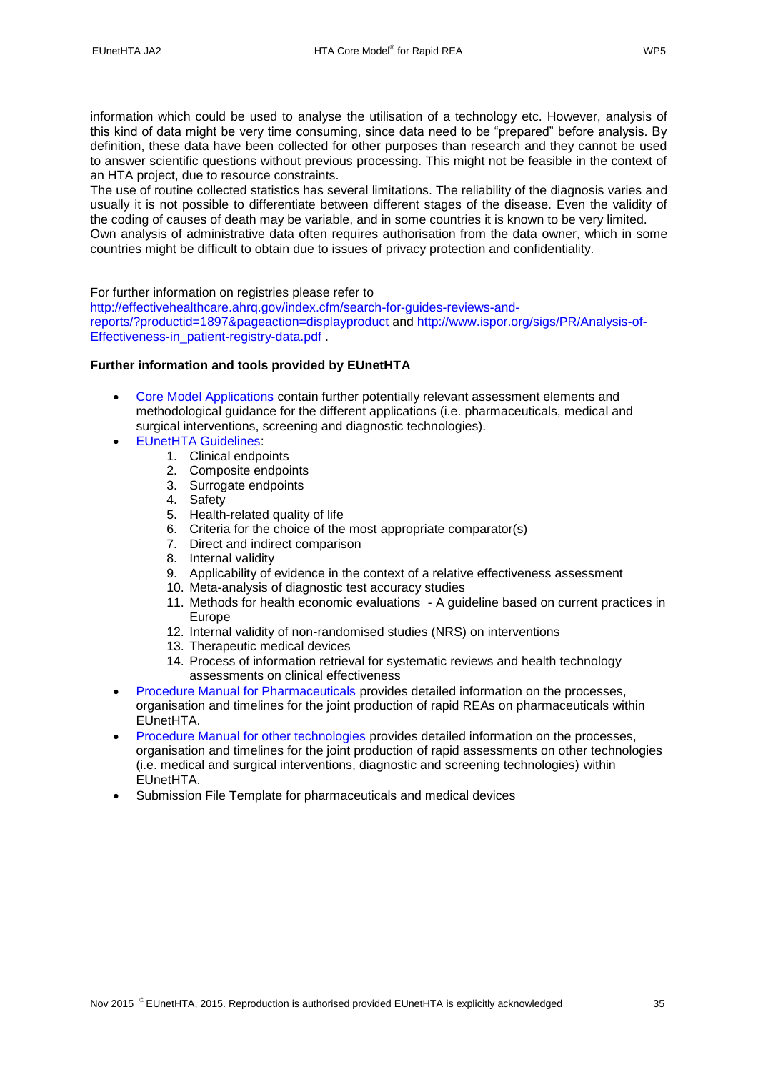information which could be used to analyse the utilisation of a technology etc. However, analysis of this kind of data might be very time consuming, since data need to be "prepared" before analysis. By definition, these data have been collected for other purposes than research and they cannot be used to answer scientific questions without previous processing. This might not be feasible in the context of an HTA project, due to resource constraints.

The use of routine collected statistics has several limitations. The reliability of the diagnosis varies and usually it is not possible to differentiate between different stages of the disease. Even the validity of the coding of causes of death may be variable, and in some countries it is known to be very limited.

Own analysis of administrative data often requires authorisation from the data owner, which in some countries might be difficult to obtain due to issues of privacy protection and confidentiality.

For further information on registries please refer to http://effectivehealthcare.ahrq.gov/index.cfm/search-for-guides-reviews-and-reports/?productid=1897&pageaction=displayproduct and http://www.ispor.org/sigs/PR/Analysis-of-Effectiveness-in_patient-registry-data.pdf .

**Further information and tools provided by EUnetHTA**

- Core Model Applications contain further potentially relevant assessment elements and methodological guidance for the different applications (i.e. pharmaceuticals, medical and surgical interventions, screening and diagnostic technologies).
- EUnetHTA Guidelines:
    1. Clinical endpoints
    2. Composite endpoints
    3. Surrogate endpoints
    4. Safety
    5. Health-related quality of life
    6. Criteria for the choice of the most appropriate comparator(s)
    7. Direct and indirect comparison
    8. Internal validity
    9. Applicability of evidence in the context of a relative effectiveness assessment
    10. Meta-analysis of diagnostic test accuracy studies
    11. Methods for health economic evaluations - A guideline based on current practices in Europe
    12. Internal validity of non-randomised studies (NRS) on interventions
    13. Therapeutic medical devices
    14. Process of information retrieval for systematic reviews and health technology assessments on clinical effectiveness
- Procedure Manual for Pharmaceuticals provides detailed information on the processes, organisation and timelines for the joint production of rapid REAs on pharmaceuticals within EUnetHTA.
- Procedure Manual for other technologies provides detailed information on the processes, organisation and timelines for the joint production of rapid assessments on other technologies (i.e. medical and surgical interventions, diagnostic and screening technologies) within EUnetHTA.
- Submission File Template for pharmaceuticals and medical devices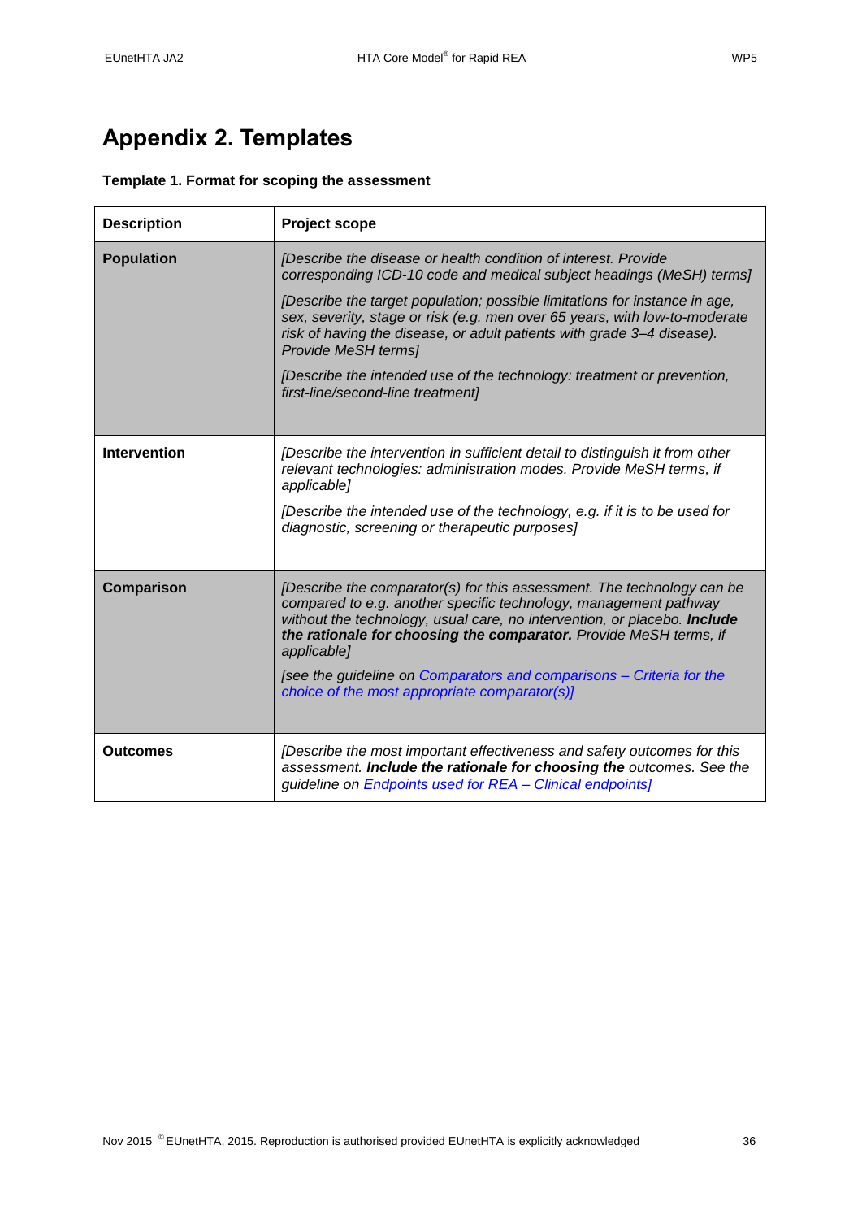# Appendix 2. Templates

**Template 1. Format for scoping the assessment**

| Description | Project scope |
|---|---|
| **Population** | *[Describe the disease or health condition of interest. Provide corresponding ICD-10 code and medical subject headings (MeSH) terms]*<br><br>*[Describe the target population; possible limitations for instance in age, sex, severity, stage or risk (e.g. men over 65 years, with low-to-moderate risk of having the disease, or adult patients with grade 3–4 disease). Provide MeSH terms]*<br><br>*[Describe the intended use of the technology: treatment or prevention, first-line/second-line treatment]* |
| **Intervention** | *[Describe the intervention in sufficient detail to distinguish it from other relevant technologies: administration modes. Provide MeSH terms, if applicable]*<br><br>*[Describe the intended use of the technology, e.g. if it is to be used for diagnostic, screening or therapeutic purposes]* |
| **Comparison** | *[Describe the comparator(s) for this assessment. The technology can be compared to e.g. another specific technology, management pathway without the technology, usual care, no intervention, or placebo.* ***Include the rationale for choosing the comparator.*** *Provide MeSH terms, if applicable]*<br><br>*[see the guideline on Comparators and comparisons – Criteria for the choice of the most appropriate comparator(s)]* |
| **Outcomes** | *[Describe the most important effectiveness and safety outcomes for this assessment.* ***Include the rationale for choosing the*** *outcomes. See the guideline on Endpoints used for REA – Clinical endpoints]* |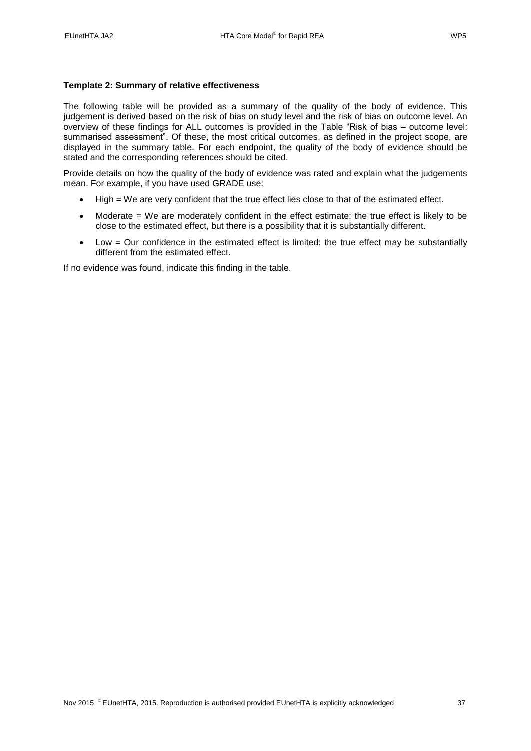**Template 2: Summary of relative effectiveness**

The following table will be provided as a summary of the quality of the body of evidence. This judgement is derived based on the risk of bias on study level and the risk of bias on outcome level. An overview of these findings for ALL outcomes is provided in the Table "Risk of bias – outcome level: summarised assessment". Of these, the most critical outcomes, as defined in the project scope, are displayed in the summary table. For each endpoint, the quality of the body of evidence should be stated and the corresponding references should be cited.

Provide details on how the quality of the body of evidence was rated and explain what the judgements mean. For example, if you have used GRADE use:

- High = We are very confident that the true effect lies close to that of the estimated effect.
- Moderate = We are moderately confident in the effect estimate: the true effect is likely to be close to the estimated effect, but there is a possibility that it is substantially different.
- Low = Our confidence in the estimated effect is limited: the true effect may be substantially different from the estimated effect.

If no evidence was found, indicate this finding in the table.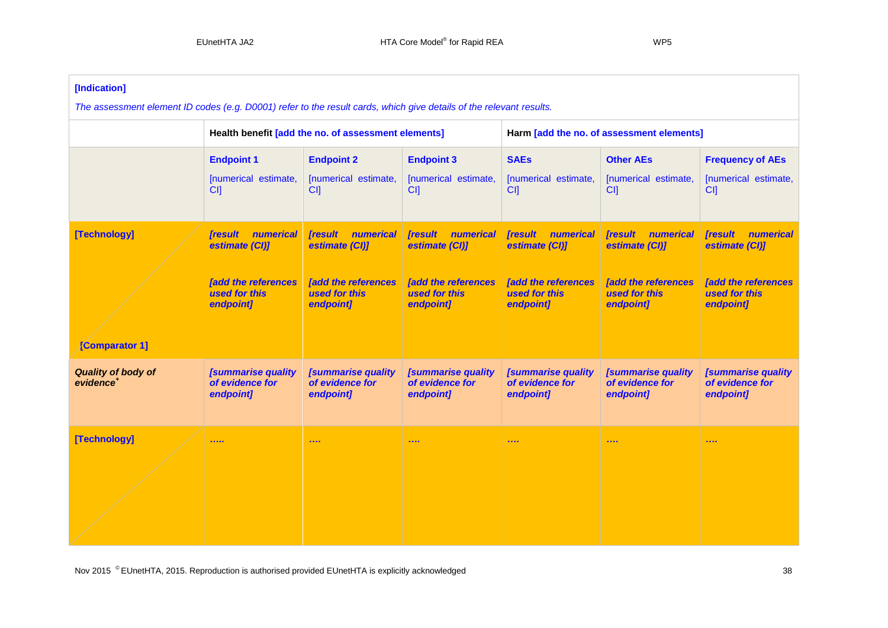**[Indication]**

*The assessment element ID codes (e.g. D0001) refer to the result cards, which give details of the relevant results.*

| | **Health benefit [add the no. of assessment elements]** | | | **Harm [add the no. of assessment elements]** | | |
|---|---|---|---|---|---|---|
| | **Endpoint 1** [numerical estimate, CI] | **Endpoint 2** [numerical estimate, CI] | **Endpoint 3** [numerical estimate, CI] | **SAEs** [numerical estimate, CI] | **Other AEs** [numerical estimate, CI] | **Frequency of AEs** [numerical estimate, CI] |
| **[Technology]** / **[Comparator 1]** | ***[result numerical estimate (CI)]*** ***[add the references used for this endpoint]*** | ***[result numerical estimate (CI)]*** ***[add the references used for this endpoint]*** | ***[result numerical estimate (CI)]*** ***[add the references used for this endpoint]*** | ***[result numerical estimate (CI)]*** ***[add the references used for this endpoint]*** | ***[result numerical estimate (CI)]*** ***[add the references used for this endpoint]*** | ***[result numerical estimate (CI)]*** ***[add the references used for this endpoint]*** |
| ***Quality of body of evidence*** [+] | ***[summarise quality of evidence for endpoint]*** | ***[summarise quality of evidence for endpoint]*** | ***[summarise quality of evidence for endpoint]*** | ***[summarise quality of evidence for endpoint]*** | ***[summarise quality of evidence for endpoint]*** | ***[summarise quality of evidence for endpoint]*** |
| **[Technology]** | ….. | …. | …. | …. | …. | …. |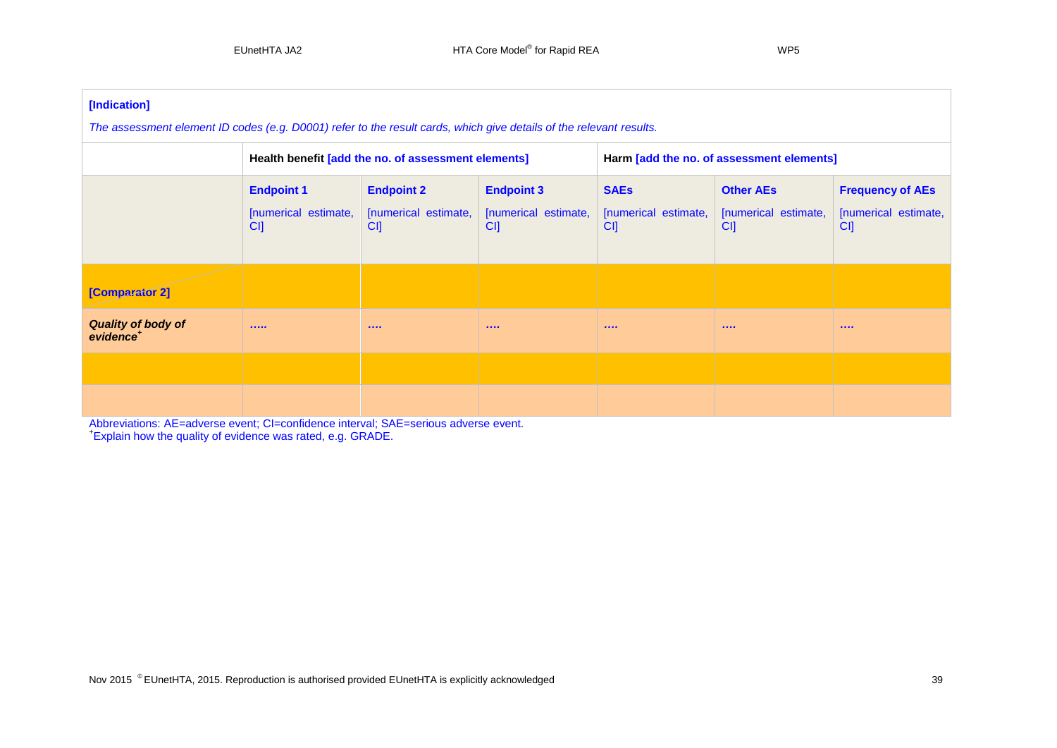**[Indication]**

*The assessment element ID codes (e.g. D0001) refer to the result cards, which give details of the relevant results.*

| | Health benefit [add the no. of assessment elements] | | | Harm [add the no. of assessment elements] | | |
|---|---|---|---|---|---|---|
| | **Endpoint 1** [numerical estimate, CI] | **Endpoint 2** [numerical estimate, CI] | **Endpoint 3** [numerical estimate, CI] | **SAEs** [numerical estimate, CI] | **Other AEs** [numerical estimate, CI] | **Frequency of AEs** [numerical estimate, CI] |
| **[Comparator 2]** | | | | | | |
| ***Quality of body of evidence***[+] | ….. | …. | …. | …. | …. | …. |
| | | | | | | |
| | | | | | | |

Abbreviations: AE=adverse event; CI=confidence interval; SAE=serious adverse event.
[+]Explain how the quality of evidence was rated, e.g. GRADE.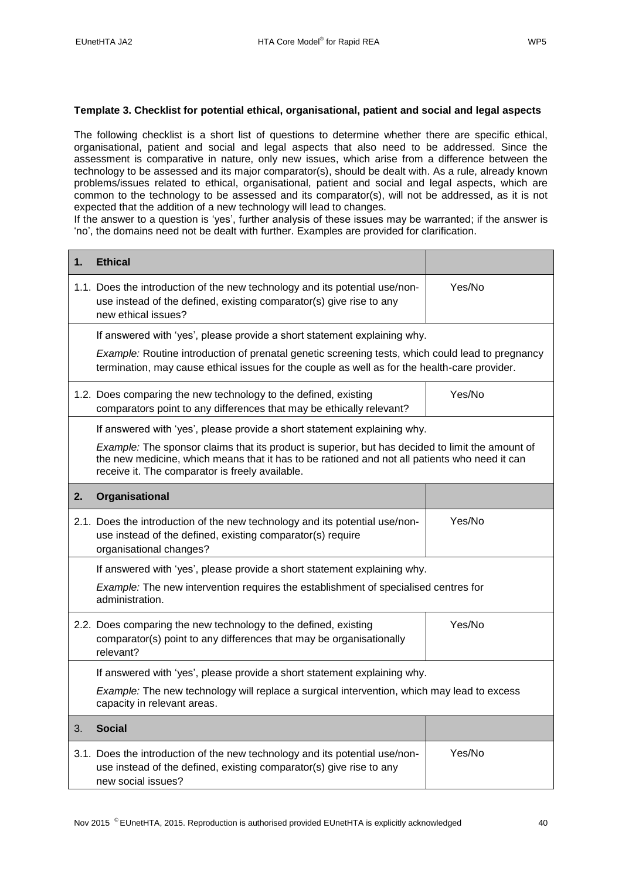**Template 3. Checklist for potential ethical, organisational, patient and social and legal aspects**

The following checklist is a short list of questions to determine whether there are specific ethical, organisational, patient and social and legal aspects that also need to be addressed. Since the assessment is comparative in nature, only new issues, which arise from a difference between the technology to be assessed and its major comparator(s), should be dealt with. As a rule, already known problems/issues related to ethical, organisational, patient and social and legal aspects, which are common to the technology to be assessed and its comparator(s), will not be addressed, as it is not expected that the addition of a new technology will lead to changes.

If the answer to a question is 'yes', further analysis of these issues may be warranted; if the answer is 'no', the domains need not be dealt with further. Examples are provided for clarification.

| **1. Ethical** | |
|---|---|
| 1.1. Does the introduction of the new technology and its potential use/non-use instead of the defined, existing comparator(s) give rise to any new ethical issues? | Yes/No |
| If answered with 'yes', please provide a short statement explaining why. *Example:* Routine introduction of prenatal genetic screening tests, which could lead to pregnancy termination, may cause ethical issues for the couple as well as for the health-care provider. | |
| 1.2. Does comparing the new technology to the defined, existing comparators point to any differences that may be ethically relevant? | Yes/No |
| If answered with 'yes', please provide a short statement explaining why. *Example:* The sponsor claims that its product is superior, but has decided to limit the amount of the new medicine, which means that it has to be rationed and not all patients who need it can receive it. The comparator is freely available. | |
| **2. Organisational** | |
| 2.1. Does the introduction of the new technology and its potential use/non-use instead of the defined, existing comparator(s) require organisational changes? | Yes/No |
| If answered with 'yes', please provide a short statement explaining why. *Example:* The new intervention requires the establishment of specialised centres for administration. | |
| 2.2. Does comparing the new technology to the defined, existing comparator(s) point to any differences that may be organisationally relevant? | Yes/No |
| If answered with 'yes', please provide a short statement explaining why. *Example:* The new technology will replace a surgical intervention, which may lead to excess capacity in relevant areas. | |
| **3. Social** | |
| 3.1. Does the introduction of the new technology and its potential use/non-use instead of the defined, existing comparator(s) give rise to any new social issues? | Yes/No |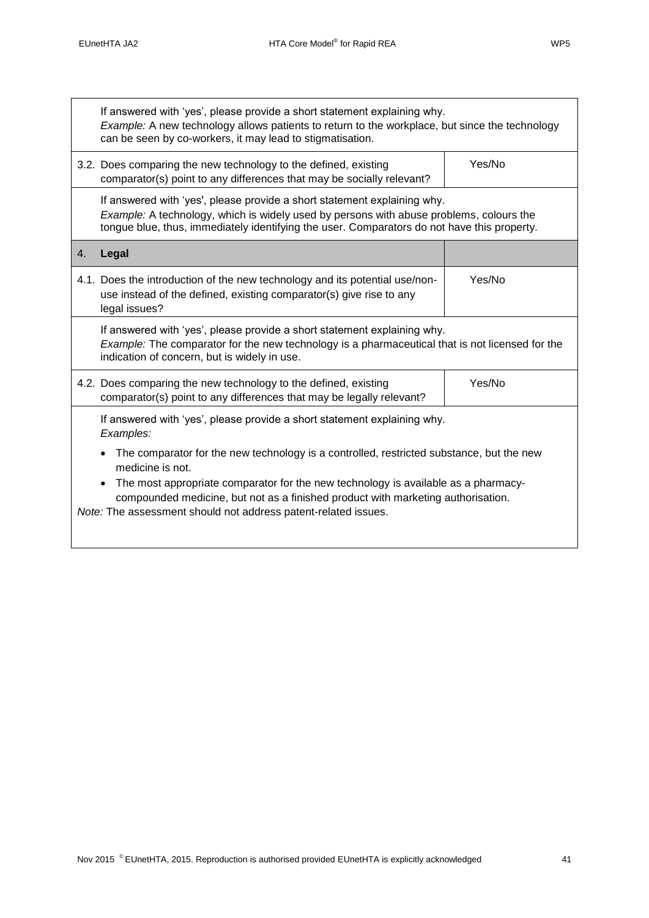| | |
|---|---|
| If answered with 'yes', please provide a short statement explaining why.<br>*Example:* A new technology allows patients to return to the workplace, but since the technology can be seen by co-workers, it may lead to stigmatisation. | |
| 3.2. Does comparing the new technology to the defined, existing comparator(s) point to any differences that may be socially relevant? | Yes/No |
| If answered with 'yes', please provide a short statement explaining why.<br>*Example:* A technology, which is widely used by persons with abuse problems, colours the tongue blue, thus, immediately identifying the user. Comparators do not have this property. | |
| **4. Legal** | |
| 4.1. Does the introduction of the new technology and its potential use/non-use instead of the defined, existing comparator(s) give rise to any legal issues? | Yes/No |
| If answered with 'yes', please provide a short statement explaining why.<br>*Example:* The comparator for the new technology is a pharmaceutical that is not licensed for the indication of concern, but is widely in use. | |
| 4.2. Does comparing the new technology to the defined, existing comparator(s) point to any differences that may be legally relevant? | Yes/No |
| If answered with 'yes', please provide a short statement explaining why.<br>*Examples:*<br>• The comparator for the new technology is a controlled, restricted substance, but the new medicine is not.<br>• The most appropriate comparator for the new technology is available as a pharmacy-compounded medicine, but not as a finished product with marketing authorisation.<br>*Note:* The assessment should not address patent-related issues. | |